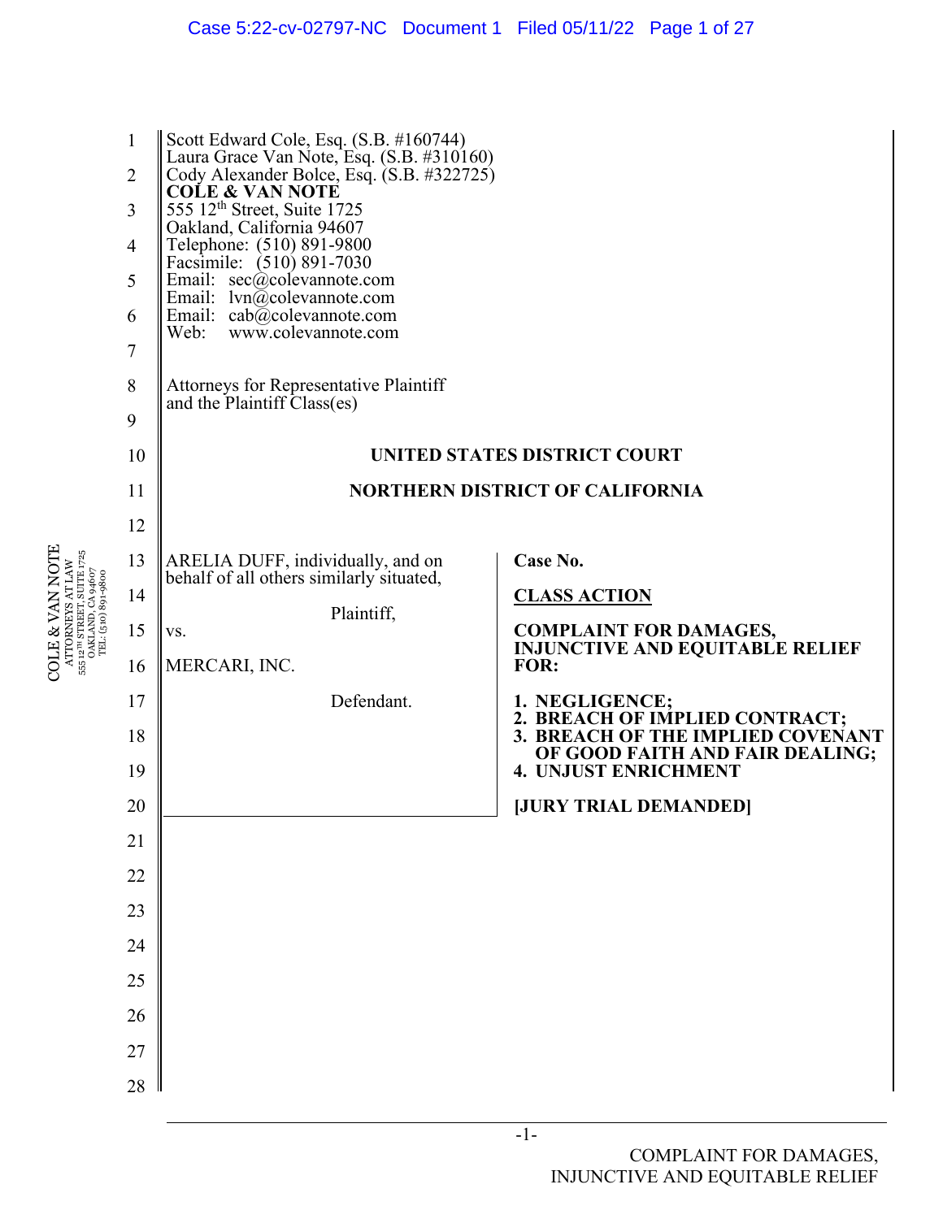Scott Edward Cole, Esq. (S.B. #160744)
Laura Grace Van Note, Esq. (S.B. #310160)
Cody Alexander Bolce, Esq. (S.B. #322725)
**COLE & VAN NOTE**
555 12th Street, Suite 1725
Oakland, California 94607
Telephone: (510) 891-9800
Facsimile: (510) 891-7030
Email: sec@colevannote.com
Email: lvn@colevannote.com
Email: cab@colevannote.com
Web: www.colevannote.com

Attorneys for Representative Plaintiff
and the Plaintiff Class(es)

**UNITED STATES DISTRICT COURT**

**NORTHERN DISTRICT OF CALIFORNIA**

| | |
|---|---|
| ARELIA DUFF, individually, and on behalf of all others similarly situated,<br><br>Plaintiff,<br><br>vs.<br><br>MERCARI, INC.<br><br>Defendant. | **Case No.**<br><br>**CLASS ACTION**<br><br>**COMPLAINT FOR DAMAGES, INJUNCTIVE AND EQUITABLE RELIEF FOR:**<br><br>**1. NEGLIGENCE;**<br>**2. BREACH OF IMPLIED CONTRACT;**<br>**3. BREACH OF THE IMPLIED COVENANT OF GOOD FAITH AND FAIR DEALING;**<br>**4. UNJUST ENRICHMENT**<br><br>**[JURY TRIAL DEMANDED]** |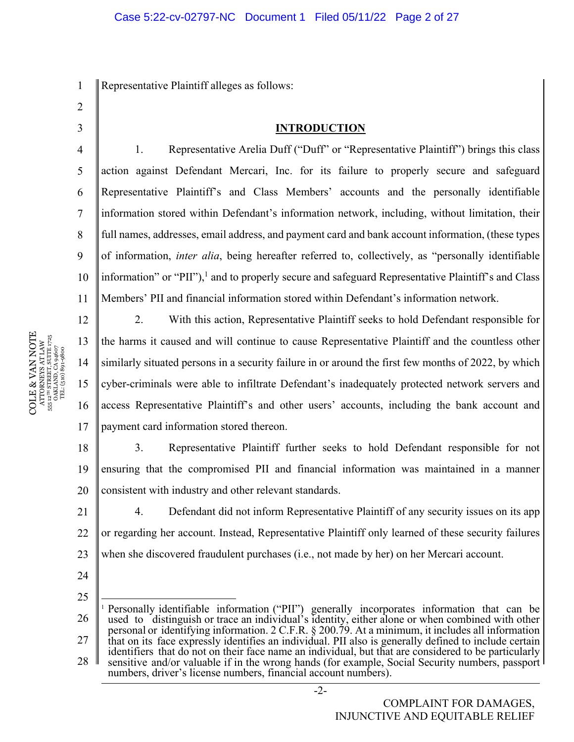Representative Plaintiff alleges as follows:

## INTRODUCTION

1. Representative Arelia Duff ("Duff" or "Representative Plaintiff") brings this class action against Defendant Mercari, Inc. for its failure to properly secure and safeguard Representative Plaintiff's and Class Members' accounts and the personally identifiable information stored within Defendant's information network, including, without limitation, their full names, addresses, email address, and payment card and bank account information, (these types of information, *inter alia*, being hereafter referred to, collectively, as "personally identifiable information" or "PII"),[1] and to properly secure and safeguard Representative Plaintiff's and Class Members' PII and financial information stored within Defendant's information network.

2. With this action, Representative Plaintiff seeks to hold Defendant responsible for the harms it caused and will continue to cause Representative Plaintiff and the countless other similarly situated persons in a security failure in or around the first few months of 2022, by which cyber-criminals were able to infiltrate Defendant's inadequately protected network servers and access Representative Plaintiff's and other users' accounts, including the bank account and payment card information stored thereon.

3. Representative Plaintiff further seeks to hold Defendant responsible for not ensuring that the compromised PII and financial information was maintained in a manner consistent with industry and other relevant standards.

4. Defendant did not inform Representative Plaintiff of any security issues on its app or regarding her account. Instead, Representative Plaintiff only learned of these security failures when she discovered fraudulent purchases (i.e., not made by her) on her Mercari account.

---

[1] Personally identifiable information ("PII") generally incorporates information that can be used to distinguish or trace an individual's identity, either alone or when combined with other personal or identifying information. 2 C.F.R. § 200.79. At a minimum, it includes all information that on its face expressly identifies an individual. PII also is generally defined to include certain identifiers that do not on their face name an individual, but that are considered to be particularly sensitive and/or valuable if in the wrong hands (for example, Social Security numbers, passport numbers, driver's license numbers, financial account numbers).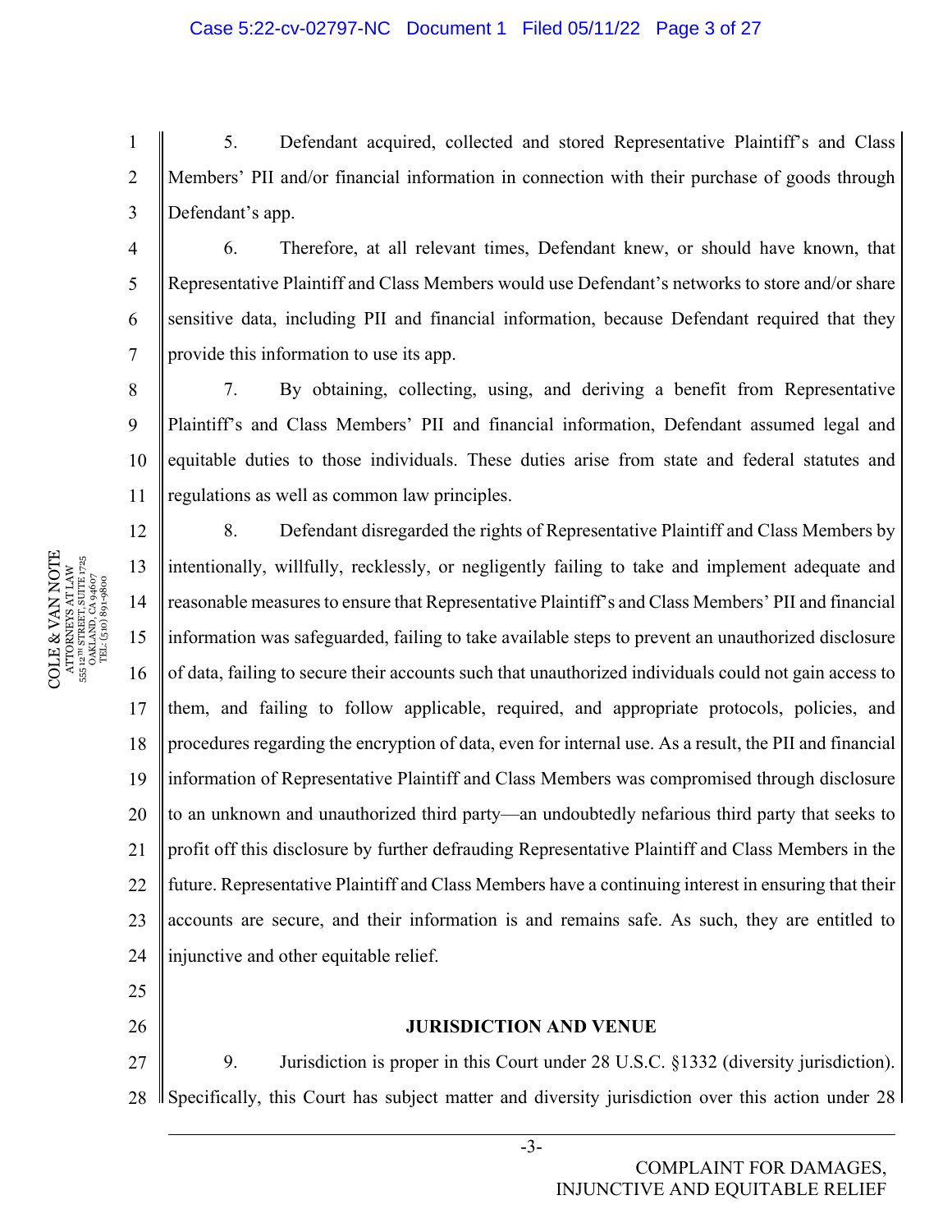5. Defendant acquired, collected and stored Representative Plaintiff's and Class Members' PII and/or financial information in connection with their purchase of goods through Defendant's app.

6. Therefore, at all relevant times, Defendant knew, or should have known, that Representative Plaintiff and Class Members would use Defendant's networks to store and/or share sensitive data, including PII and financial information, because Defendant required that they provide this information to use its app.

7. By obtaining, collecting, using, and deriving a benefit from Representative Plaintiff's and Class Members' PII and financial information, Defendant assumed legal and equitable duties to those individuals. These duties arise from state and federal statutes and regulations as well as common law principles.

8. Defendant disregarded the rights of Representative Plaintiff and Class Members by intentionally, willfully, recklessly, or negligently failing to take and implement adequate and reasonable measures to ensure that Representative Plaintiff's and Class Members' PII and financial information was safeguarded, failing to take available steps to prevent an unauthorized disclosure of data, failing to secure their accounts such that unauthorized individuals could not gain access to them, and failing to follow applicable, required, and appropriate protocols, policies, and procedures regarding the encryption of data, even for internal use. As a result, the PII and financial information of Representative Plaintiff and Class Members was compromised through disclosure to an unknown and unauthorized third party—an undoubtedly nefarious third party that seeks to profit off this disclosure by further defrauding Representative Plaintiff and Class Members in the future. Representative Plaintiff and Class Members have a continuing interest in ensuring that their accounts are secure, and their information is and remains safe. As such, they are entitled to injunctive and other equitable relief.

## JURISDICTION AND VENUE

9. Jurisdiction is proper in this Court under 28 U.S.C. §1332 (diversity jurisdiction). Specifically, this Court has subject matter and diversity jurisdiction over this action under 28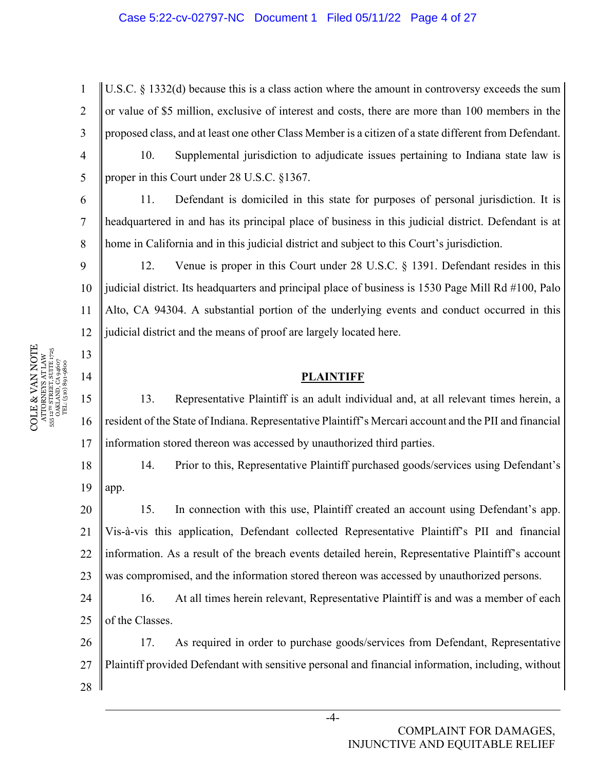U.S.C. § 1332(d) because this is a class action where the amount in controversy exceeds the sum or value of $5 million, exclusive of interest and costs, there are more than 100 members in the proposed class, and at least one other Class Member is a citizen of a state different from Defendant.

10. Supplemental jurisdiction to adjudicate issues pertaining to Indiana state law is proper in this Court under 28 U.S.C. §1367.

11. Defendant is domiciled in this state for purposes of personal jurisdiction. It is headquartered in and has its principal place of business in this judicial district. Defendant is at home in California and in this judicial district and subject to this Court's jurisdiction.

12. Venue is proper in this Court under 28 U.S.C. § 1391. Defendant resides in this judicial district. Its headquarters and principal place of business is 1530 Page Mill Rd #100, Palo Alto, CA 94304. A substantial portion of the underlying events and conduct occurred in this judicial district and the means of proof are largely located here.

## PLAINTIFF

13. Representative Plaintiff is an adult individual and, at all relevant times herein, a resident of the State of Indiana. Representative Plaintiff's Mercari account and the PII and financial information stored thereon was accessed by unauthorized third parties.

14. Prior to this, Representative Plaintiff purchased goods/services using Defendant's app.

15. In connection with this use, Plaintiff created an account using Defendant's app. Vis-à-vis this application, Defendant collected Representative Plaintiff's PII and financial information. As a result of the breach events detailed herein, Representative Plaintiff's account was compromised, and the information stored thereon was accessed by unauthorized persons.

16. At all times herein relevant, Representative Plaintiff is and was a member of each of the Classes.

17. As required in order to purchase goods/services from Defendant, Representative Plaintiff provided Defendant with sensitive personal and financial information, including, without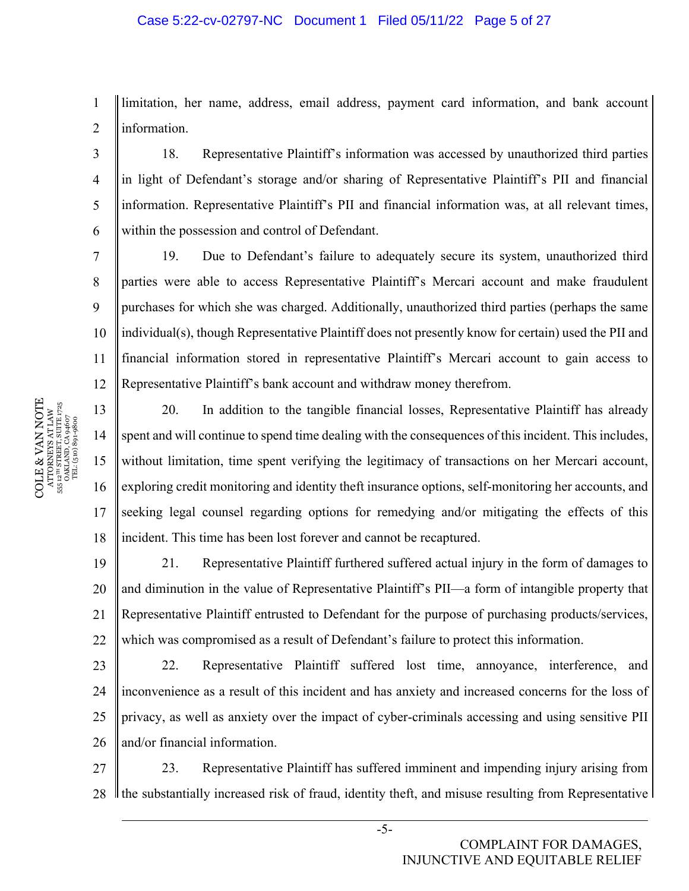limitation, her name, address, email address, payment card information, and bank account information.

18. Representative Plaintiff's information was accessed by unauthorized third parties in light of Defendant's storage and/or sharing of Representative Plaintiff's PII and financial information. Representative Plaintiff's PII and financial information was, at all relevant times, within the possession and control of Defendant.

19. Due to Defendant's failure to adequately secure its system, unauthorized third parties were able to access Representative Plaintiff's Mercari account and make fraudulent purchases for which she was charged. Additionally, unauthorized third parties (perhaps the same individual(s), though Representative Plaintiff does not presently know for certain) used the PII and financial information stored in representative Plaintiff's Mercari account to gain access to Representative Plaintiff's bank account and withdraw money therefrom.

20. In addition to the tangible financial losses, Representative Plaintiff has already spent and will continue to spend time dealing with the consequences of this incident. This includes, without limitation, time spent verifying the legitimacy of transactions on her Mercari account, exploring credit monitoring and identity theft insurance options, self-monitoring her accounts, and seeking legal counsel regarding options for remedying and/or mitigating the effects of this incident. This time has been lost forever and cannot be recaptured.

21. Representative Plaintiff furthered suffered actual injury in the form of damages to and diminution in the value of Representative Plaintiff's PII—a form of intangible property that Representative Plaintiff entrusted to Defendant for the purpose of purchasing products/services, which was compromised as a result of Defendant's failure to protect this information.

22. Representative Plaintiff suffered lost time, annoyance, interference, and inconvenience as a result of this incident and has anxiety and increased concerns for the loss of privacy, as well as anxiety over the impact of cyber-criminals accessing and using sensitive PII and/or financial information.

23. Representative Plaintiff has suffered imminent and impending injury arising from the substantially increased risk of fraud, identity theft, and misuse resulting from Representative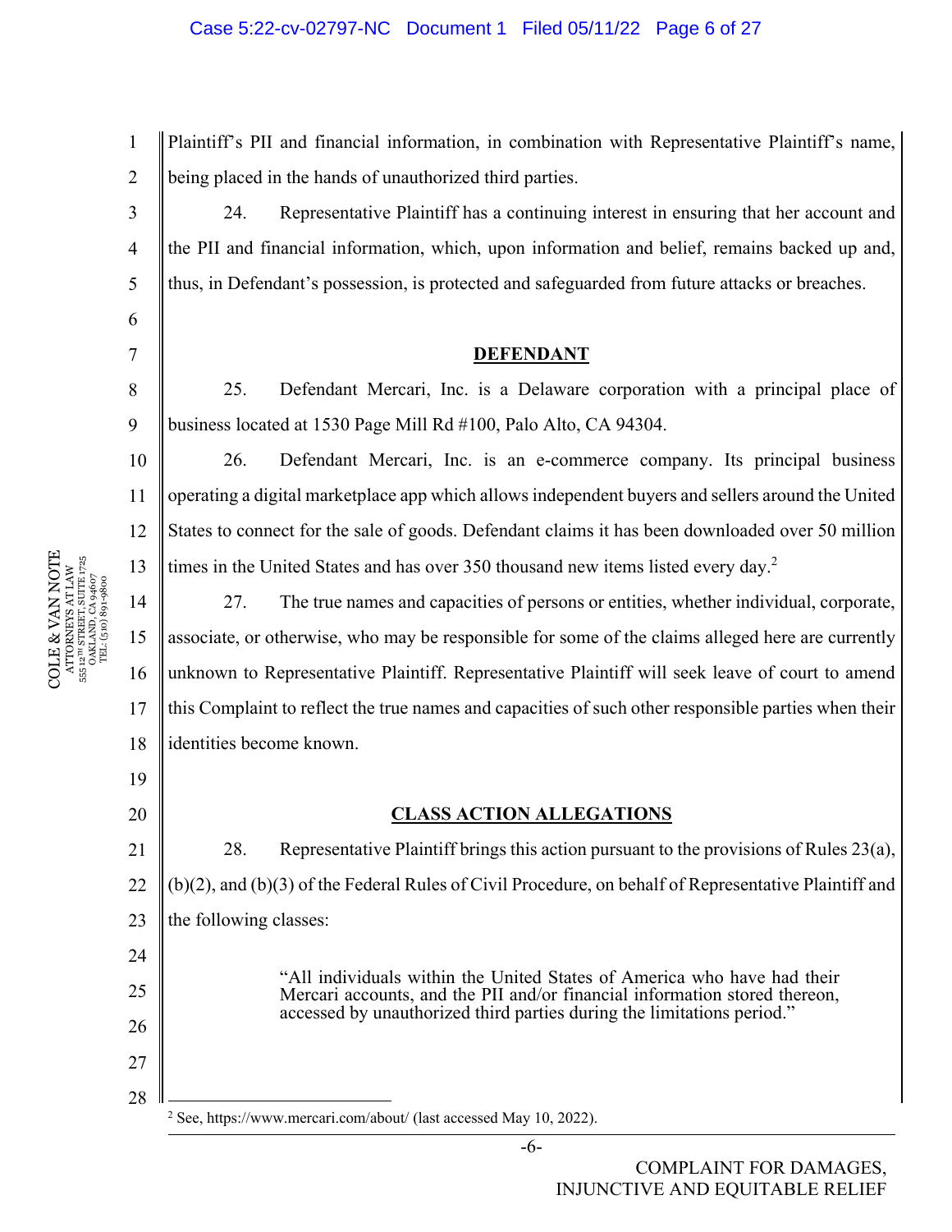Plaintiff's PII and financial information, in combination with Representative Plaintiff's name, being placed in the hands of unauthorized third parties.

24. Representative Plaintiff has a continuing interest in ensuring that her account and the PII and financial information, which, upon information and belief, remains backed up and, thus, in Defendant's possession, is protected and safeguarded from future attacks or breaches.

## DEFENDANT

25. Defendant Mercari, Inc. is a Delaware corporation with a principal place of business located at 1530 Page Mill Rd #100, Palo Alto, CA 94304.

26. Defendant Mercari, Inc. is an e-commerce company. Its principal business operating a digital marketplace app which allows independent buyers and sellers around the United States to connect for the sale of goods. Defendant claims it has been downloaded over 50 million times in the United States and has over 350 thousand new items listed every day.[2]

27. The true names and capacities of persons or entities, whether individual, corporate, associate, or otherwise, who may be responsible for some of the claims alleged here are currently unknown to Representative Plaintiff. Representative Plaintiff will seek leave of court to amend this Complaint to reflect the true names and capacities of such other responsible parties when their identities become known.

## CLASS ACTION ALLEGATIONS

28. Representative Plaintiff brings this action pursuant to the provisions of Rules 23(a), (b)(2), and (b)(3) of the Federal Rules of Civil Procedure, on behalf of Representative Plaintiff and the following classes:

> "All individuals within the United States of America who have had their Mercari accounts, and the PII and/or financial information stored thereon, accessed by unauthorized third parties during the limitations period."

---

[2] See, https://www.mercari.com/about/ (last accessed May 10, 2022).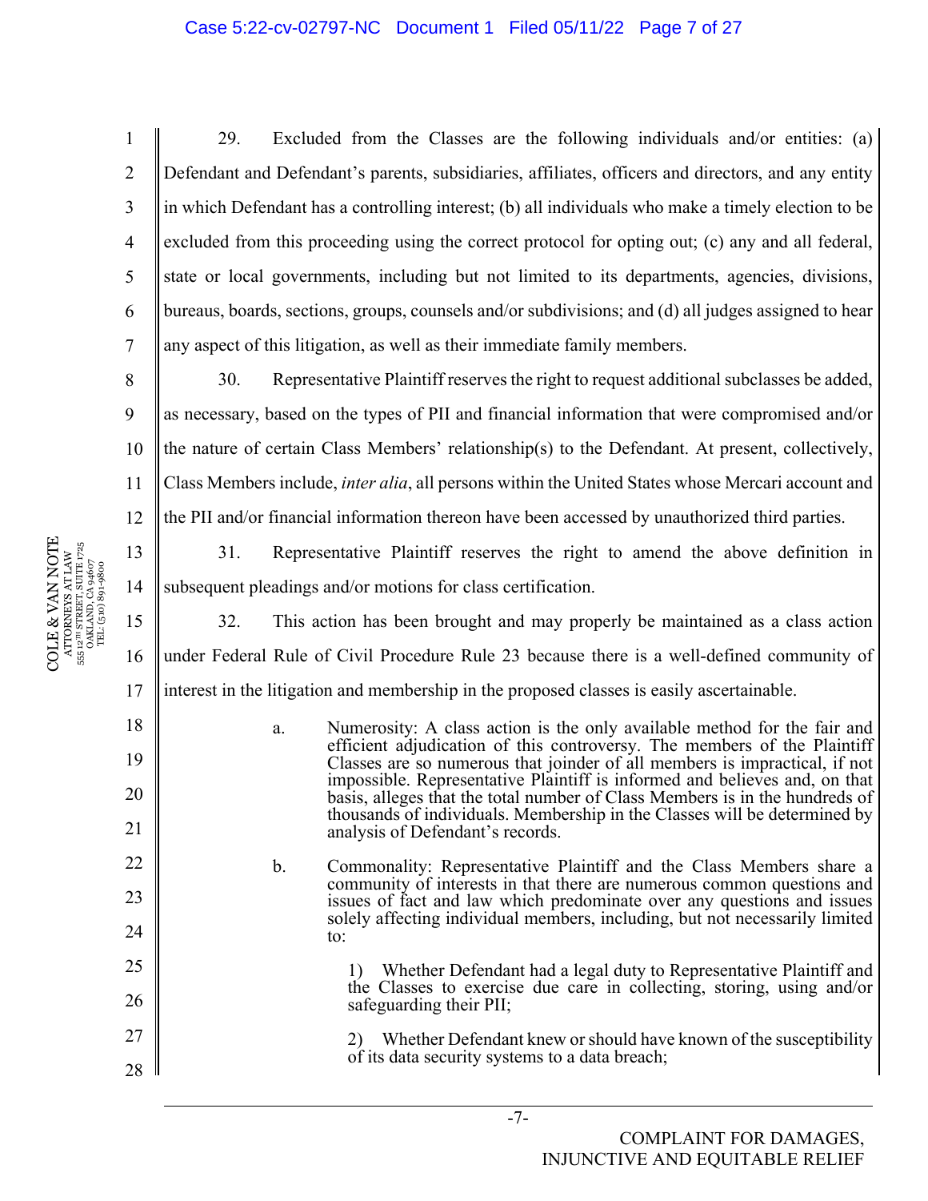29. Excluded from the Classes are the following individuals and/or entities: (a) Defendant and Defendant's parents, subsidiaries, affiliates, officers and directors, and any entity in which Defendant has a controlling interest; (b) all individuals who make a timely election to be excluded from this proceeding using the correct protocol for opting out; (c) any and all federal, state or local governments, including but not limited to its departments, agencies, divisions, bureaus, boards, sections, groups, counsels and/or subdivisions; and (d) all judges assigned to hear any aspect of this litigation, as well as their immediate family members.

30. Representative Plaintiff reserves the right to request additional subclasses be added, as necessary, based on the types of PII and financial information that were compromised and/or the nature of certain Class Members' relationship(s) to the Defendant. At present, collectively, Class Members include, *inter alia*, all persons within the United States whose Mercari account and the PII and/or financial information thereon have been accessed by unauthorized third parties.

31. Representative Plaintiff reserves the right to amend the above definition in subsequent pleadings and/or motions for class certification.

32. This action has been brought and may properly be maintained as a class action under Federal Rule of Civil Procedure Rule 23 because there is a well-defined community of interest in the litigation and membership in the proposed classes is easily ascertainable.

a. Numerosity: A class action is the only available method for the fair and efficient adjudication of this controversy. The members of the Plaintiff Classes are so numerous that joinder of all members is impractical, if not impossible. Representative Plaintiff is informed and believes and, on that basis, alleges that the total number of Class Members is in the hundreds of thousands of individuals. Membership in the Classes will be determined by analysis of Defendant's records.

b. Commonality: Representative Plaintiff and the Class Members share a community of interests in that there are numerous common questions and issues of fact and law which predominate over any questions and issues solely affecting individual members, including, but not necessarily limited to:

1) Whether Defendant had a legal duty to Representative Plaintiff and the Classes to exercise due care in collecting, storing, using and/or safeguarding their PII;

2) Whether Defendant knew or should have known of the susceptibility of its data security systems to a data breach;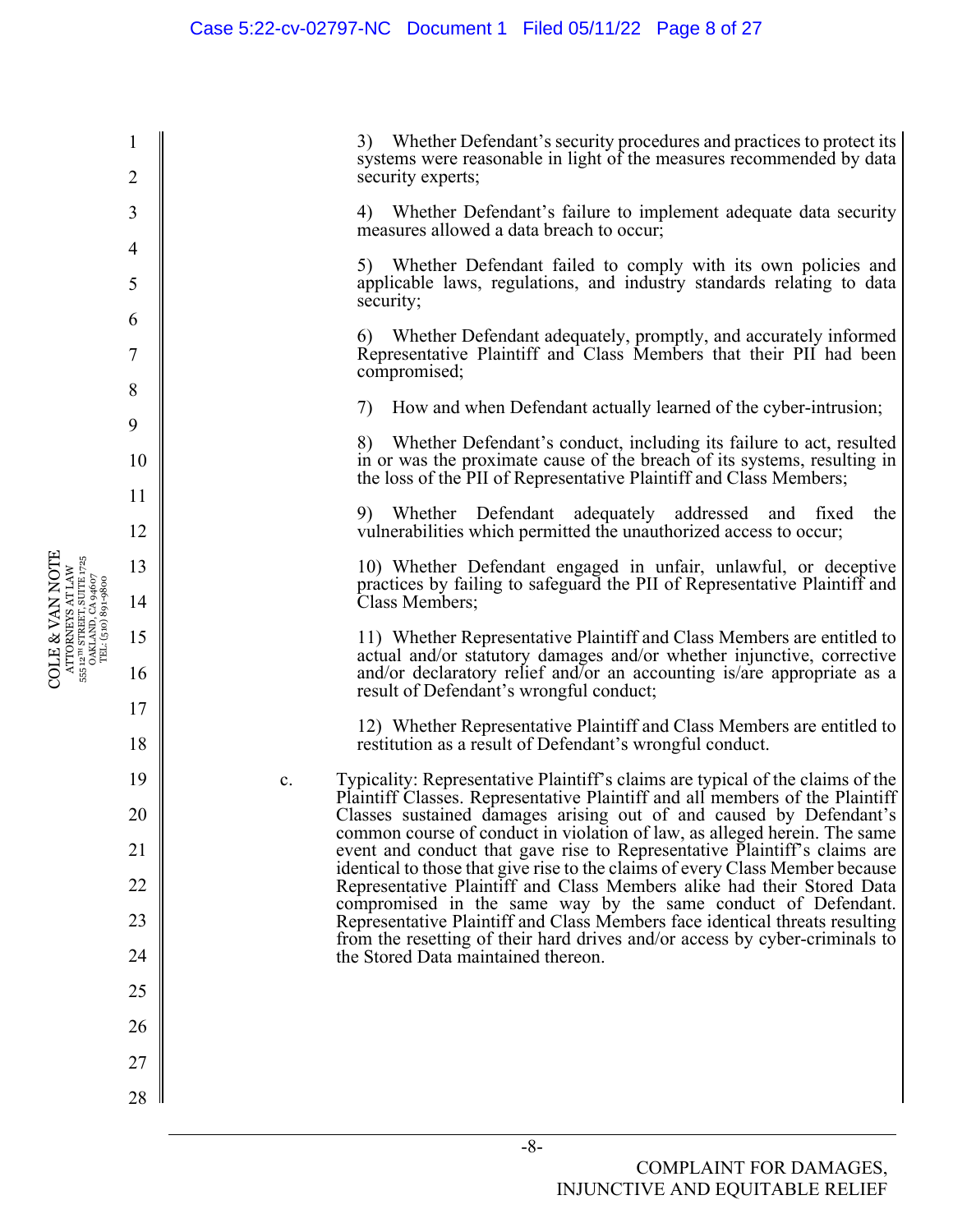3) Whether Defendant's security procedures and practices to protect its systems were reasonable in light of the measures recommended by data security experts;

4) Whether Defendant's failure to implement adequate data security measures allowed a data breach to occur;

5) Whether Defendant failed to comply with its own policies and applicable laws, regulations, and industry standards relating to data security;

6) Whether Defendant adequately, promptly, and accurately informed Representative Plaintiff and Class Members that their PII had been compromised;

7) How and when Defendant actually learned of the cyber-intrusion;

8) Whether Defendant's conduct, including its failure to act, resulted in or was the proximate cause of the breach of its systems, resulting in the loss of the PII of Representative Plaintiff and Class Members;

9) Whether Defendant adequately addressed and fixed the vulnerabilities which permitted the unauthorized access to occur;

10) Whether Defendant engaged in unfair, unlawful, or deceptive practices by failing to safeguard the PII of Representative Plaintiff and Class Members;

11) Whether Representative Plaintiff and Class Members are entitled to actual and/or statutory damages and/or whether injunctive, corrective and/or declaratory relief and/or an accounting is/are appropriate as a result of Defendant's wrongful conduct;

12) Whether Representative Plaintiff and Class Members are entitled to restitution as a result of Defendant's wrongful conduct.

c. Typicality: Representative Plaintiff's claims are typical of the claims of the Plaintiff Classes. Representative Plaintiff and all members of the Plaintiff Classes sustained damages arising out of and caused by Defendant's common course of conduct in violation of law, as alleged herein. The same event and conduct that gave rise to Representative Plaintiff's claims are identical to those that give rise to the claims of every Class Member because Representative Plaintiff and Class Members alike had their Stored Data compromised in the same way by the same conduct of Defendant. Representative Plaintiff and Class Members face identical threats resulting from the resetting of their hard drives and/or access by cyber-criminals to the Stored Data maintained thereon.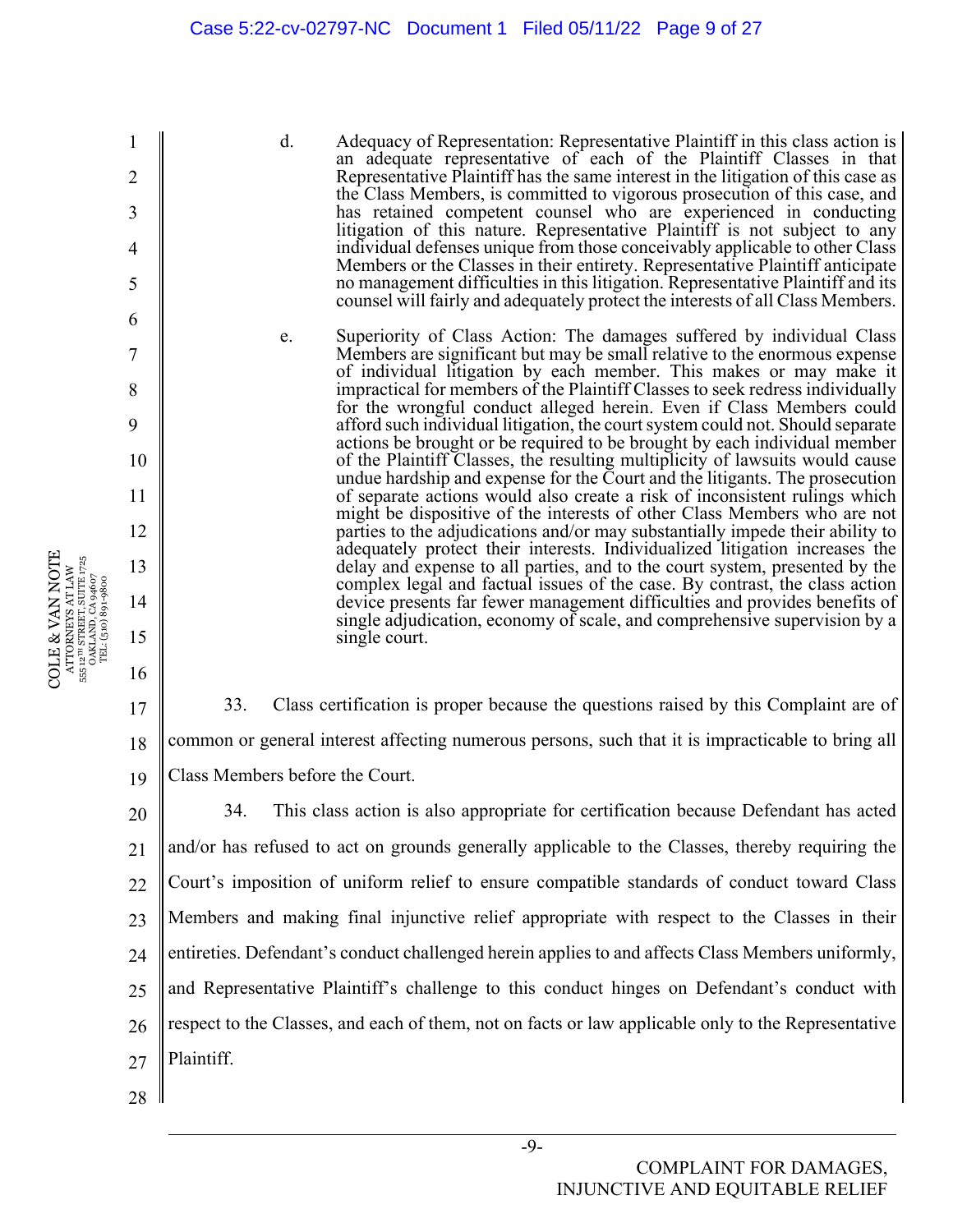d. Adequacy of Representation: Representative Plaintiff in this class action is an adequate representative of each of the Plaintiff Classes in that Representative Plaintiff has the same interest in the litigation of this case as the Class Members, is committed to vigorous prosecution of this case, and has retained competent counsel who are experienced in conducting litigation of this nature. Representative Plaintiff is not subject to any individual defenses unique from those conceivably applicable to other Class Members or the Classes in their entirety. Representative Plaintiff anticipate no management difficulties in this litigation. Representative Plaintiff and its counsel will fairly and adequately protect the interests of all Class Members.

e. Superiority of Class Action: The damages suffered by individual Class Members are significant but may be small relative to the enormous expense of individual litigation by each member. This makes or may make it impractical for members of the Plaintiff Classes to seek redress individually for the wrongful conduct alleged herein. Even if Class Members could afford such individual litigation, the court system could not. Should separate actions be brought or be required to be brought by each individual member of the Plaintiff Classes, the resulting multiplicity of lawsuits would cause undue hardship and expense for the Court and the litigants. The prosecution of separate actions would also create a risk of inconsistent rulings which might be dispositive of the interests of other Class Members who are not parties to the adjudications and/or may substantially impede their ability to adequately protect their interests. Individualized litigation increases the delay and expense to all parties, and to the court system, presented by the complex legal and factual issues of the case. By contrast, the class action device presents far fewer management difficulties and provides benefits of single adjudication, economy of scale, and comprehensive supervision by a single court.

33. Class certification is proper because the questions raised by this Complaint are of common or general interest affecting numerous persons, such that it is impracticable to bring all Class Members before the Court.

34. This class action is also appropriate for certification because Defendant has acted and/or has refused to act on grounds generally applicable to the Classes, thereby requiring the Court's imposition of uniform relief to ensure compatible standards of conduct toward Class Members and making final injunctive relief appropriate with respect to the Classes in their entireties. Defendant's conduct challenged herein applies to and affects Class Members uniformly, and Representative Plaintiff's challenge to this conduct hinges on Defendant's conduct with respect to the Classes, and each of them, not on facts or law applicable only to the Representative Plaintiff.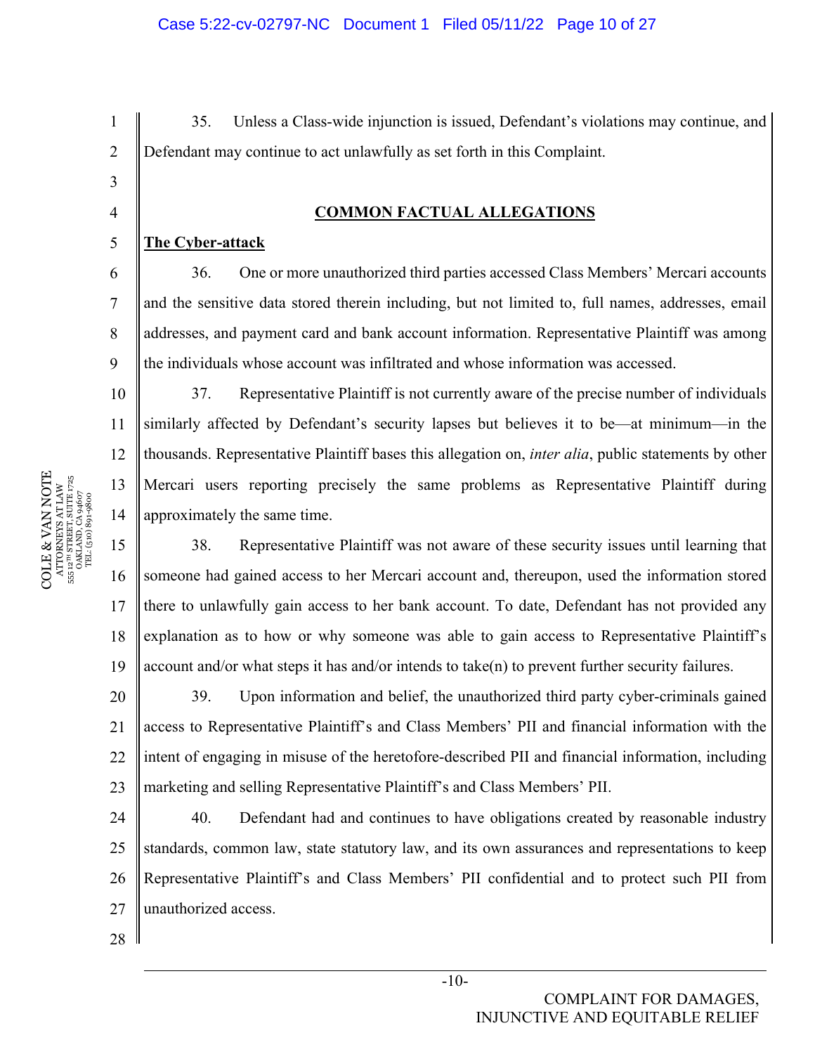35. Unless a Class-wide injunction is issued, Defendant's violations may continue, and Defendant may continue to act unlawfully as set forth in this Complaint.

## COMMON FACTUAL ALLEGATIONS

**The Cyber-attack**

36. One or more unauthorized third parties accessed Class Members' Mercari accounts and the sensitive data stored therein including, but not limited to, full names, addresses, email addresses, and payment card and bank account information. Representative Plaintiff was among the individuals whose account was infiltrated and whose information was accessed.

37. Representative Plaintiff is not currently aware of the precise number of individuals similarly affected by Defendant's security lapses but believes it to be—at minimum—in the thousands. Representative Plaintiff bases this allegation on, *inter alia*, public statements by other Mercari users reporting precisely the same problems as Representative Plaintiff during approximately the same time.

38. Representative Plaintiff was not aware of these security issues until learning that someone had gained access to her Mercari account and, thereupon, used the information stored there to unlawfully gain access to her bank account. To date, Defendant has not provided any explanation as to how or why someone was able to gain access to Representative Plaintiff's account and/or what steps it has and/or intends to take(n) to prevent further security failures.

39. Upon information and belief, the unauthorized third party cyber-criminals gained access to Representative Plaintiff's and Class Members' PII and financial information with the intent of engaging in misuse of the heretofore-described PII and financial information, including marketing and selling Representative Plaintiff's and Class Members' PII.

40. Defendant had and continues to have obligations created by reasonable industry standards, common law, state statutory law, and its own assurances and representations to keep Representative Plaintiff's and Class Members' PII confidential and to protect such PII from unauthorized access.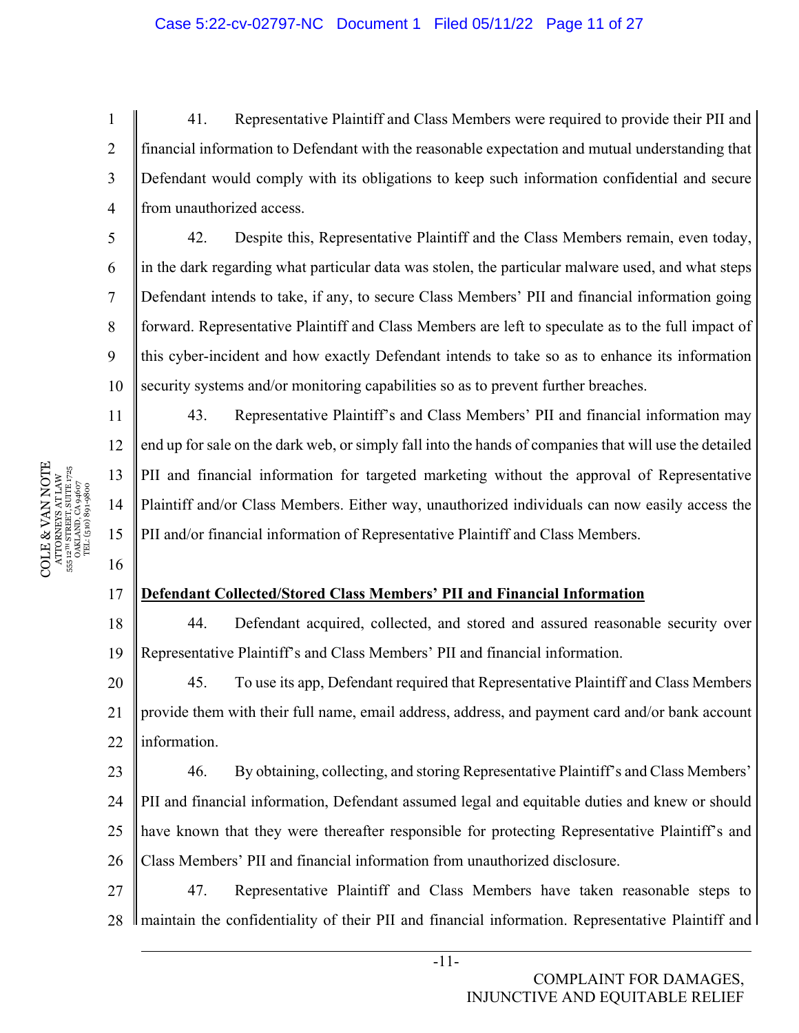41. Representative Plaintiff and Class Members were required to provide their PII and financial information to Defendant with the reasonable expectation and mutual understanding that Defendant would comply with its obligations to keep such information confidential and secure from unauthorized access.

42. Despite this, Representative Plaintiff and the Class Members remain, even today, in the dark regarding what particular data was stolen, the particular malware used, and what steps Defendant intends to take, if any, to secure Class Members' PII and financial information going forward. Representative Plaintiff and Class Members are left to speculate as to the full impact of this cyber-incident and how exactly Defendant intends to take so as to enhance its information security systems and/or monitoring capabilities so as to prevent further breaches.

43. Representative Plaintiff's and Class Members' PII and financial information may end up for sale on the dark web, or simply fall into the hands of companies that will use the detailed PII and financial information for targeted marketing without the approval of Representative Plaintiff and/or Class Members. Either way, unauthorized individuals can now easily access the PII and/or financial information of Representative Plaintiff and Class Members.

**Defendant Collected/Stored Class Members' PII and Financial Information**

44. Defendant acquired, collected, and stored and assured reasonable security over Representative Plaintiff's and Class Members' PII and financial information.

45. To use its app, Defendant required that Representative Plaintiff and Class Members provide them with their full name, email address, address, and payment card and/or bank account information.

46. By obtaining, collecting, and storing Representative Plaintiff's and Class Members' PII and financial information, Defendant assumed legal and equitable duties and knew or should have known that they were thereafter responsible for protecting Representative Plaintiff's and Class Members' PII and financial information from unauthorized disclosure.

47. Representative Plaintiff and Class Members have taken reasonable steps to maintain the confidentiality of their PII and financial information. Representative Plaintiff and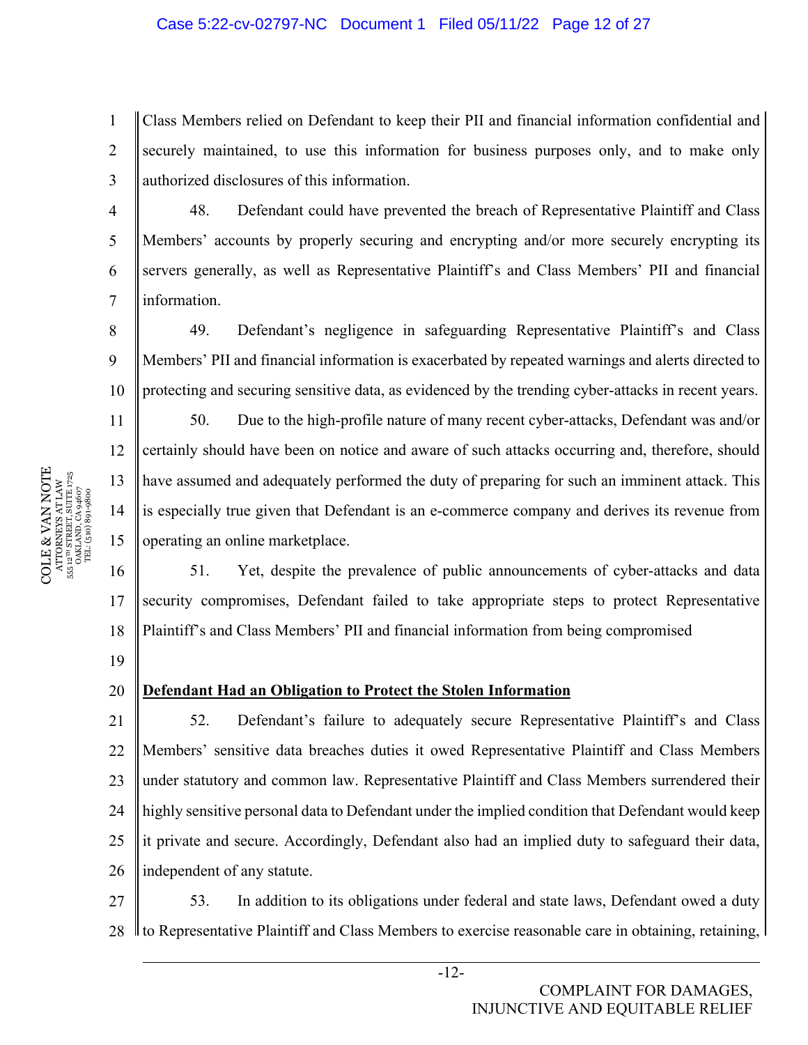Class Members relied on Defendant to keep their PII and financial information confidential and securely maintained, to use this information for business purposes only, and to make only authorized disclosures of this information.

48. Defendant could have prevented the breach of Representative Plaintiff and Class Members' accounts by properly securing and encrypting and/or more securely encrypting its servers generally, as well as Representative Plaintiff's and Class Members' PII and financial information.

49. Defendant's negligence in safeguarding Representative Plaintiff's and Class Members' PII and financial information is exacerbated by repeated warnings and alerts directed to protecting and securing sensitive data, as evidenced by the trending cyber-attacks in recent years.

50. Due to the high-profile nature of many recent cyber-attacks, Defendant was and/or certainly should have been on notice and aware of such attacks occurring and, therefore, should have assumed and adequately performed the duty of preparing for such an imminent attack. This is especially true given that Defendant is an e-commerce company and derives its revenue from operating an online marketplace.

51. Yet, despite the prevalence of public announcements of cyber-attacks and data security compromises, Defendant failed to take appropriate steps to protect Representative Plaintiff's and Class Members' PII and financial information from being compromised

**<u>Defendant Had an Obligation to Protect the Stolen Information</u>**

52. Defendant's failure to adequately secure Representative Plaintiff's and Class Members' sensitive data breaches duties it owed Representative Plaintiff and Class Members under statutory and common law. Representative Plaintiff and Class Members surrendered their highly sensitive personal data to Defendant under the implied condition that Defendant would keep it private and secure. Accordingly, Defendant also had an implied duty to safeguard their data, independent of any statute.

53. In addition to its obligations under federal and state laws, Defendant owed a duty to Representative Plaintiff and Class Members to exercise reasonable care in obtaining, retaining,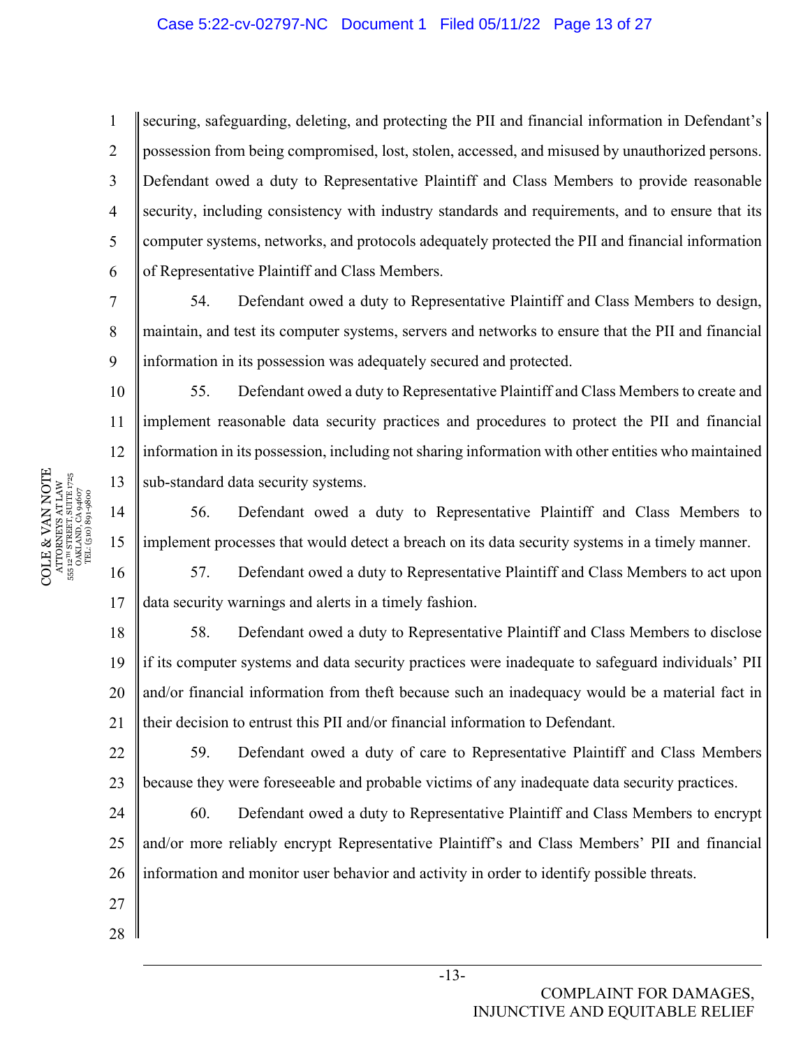securing, safeguarding, deleting, and protecting the PII and financial information in Defendant's possession from being compromised, lost, stolen, accessed, and misused by unauthorized persons. Defendant owed a duty to Representative Plaintiff and Class Members to provide reasonable security, including consistency with industry standards and requirements, and to ensure that its computer systems, networks, and protocols adequately protected the PII and financial information of Representative Plaintiff and Class Members.

54. Defendant owed a duty to Representative Plaintiff and Class Members to design, maintain, and test its computer systems, servers and networks to ensure that the PII and financial information in its possession was adequately secured and protected.

55. Defendant owed a duty to Representative Plaintiff and Class Members to create and implement reasonable data security practices and procedures to protect the PII and financial information in its possession, including not sharing information with other entities who maintained sub-standard data security systems.

56. Defendant owed a duty to Representative Plaintiff and Class Members to implement processes that would detect a breach on its data security systems in a timely manner.

57. Defendant owed a duty to Representative Plaintiff and Class Members to act upon data security warnings and alerts in a timely fashion.

58. Defendant owed a duty to Representative Plaintiff and Class Members to disclose if its computer systems and data security practices were inadequate to safeguard individuals' PII and/or financial information from theft because such an inadequacy would be a material fact in their decision to entrust this PII and/or financial information to Defendant.

59. Defendant owed a duty of care to Representative Plaintiff and Class Members because they were foreseeable and probable victims of any inadequate data security practices.

60. Defendant owed a duty to Representative Plaintiff and Class Members to encrypt and/or more reliably encrypt Representative Plaintiff's and Class Members' PII and financial information and monitor user behavior and activity in order to identify possible threats.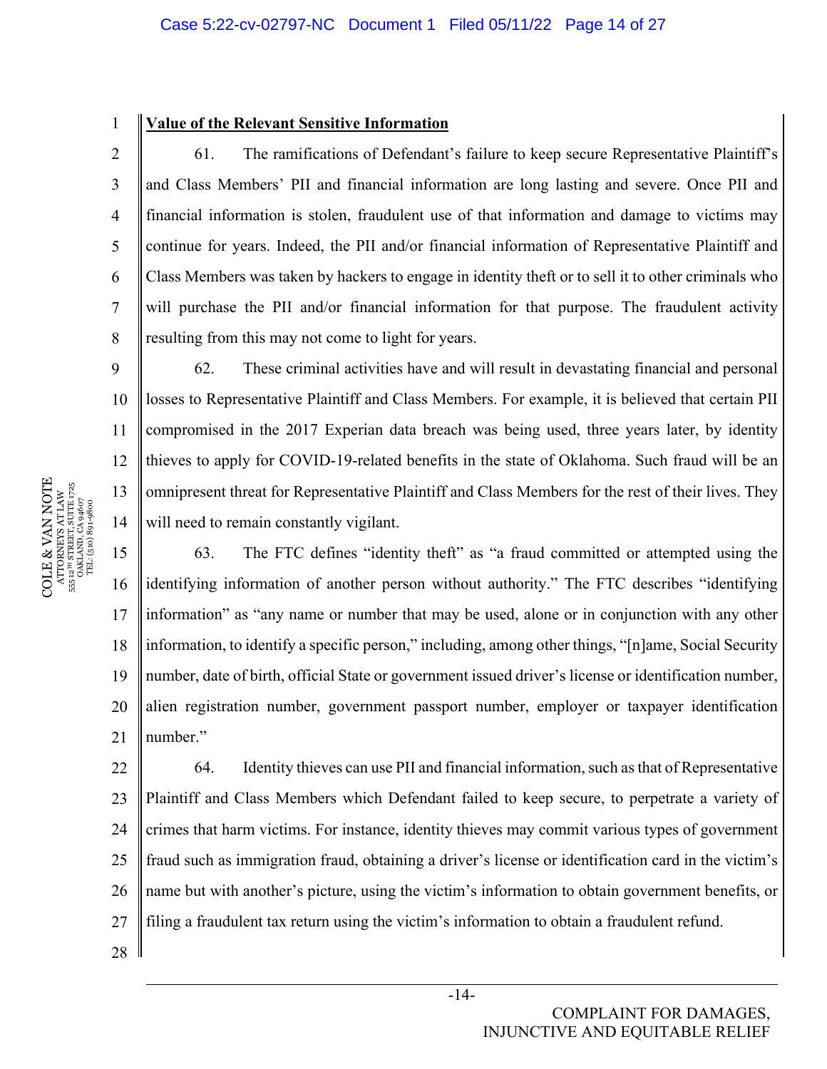**Value of the Relevant Sensitive Information**

61. The ramifications of Defendant's failure to keep secure Representative Plaintiff's and Class Members' PII and financial information are long lasting and severe. Once PII and financial information is stolen, fraudulent use of that information and damage to victims may continue for years. Indeed, the PII and/or financial information of Representative Plaintiff and Class Members was taken by hackers to engage in identity theft or to sell it to other criminals who will purchase the PII and/or financial information for that purpose. The fraudulent activity resulting from this may not come to light for years.

62. These criminal activities have and will result in devastating financial and personal losses to Representative Plaintiff and Class Members. For example, it is believed that certain PII compromised in the 2017 Experian data breach was being used, three years later, by identity thieves to apply for COVID-19-related benefits in the state of Oklahoma. Such fraud will be an omnipresent threat for Representative Plaintiff and Class Members for the rest of their lives. They will need to remain constantly vigilant.

63. The FTC defines "identity theft" as "a fraud committed or attempted using the identifying information of another person without authority." The FTC describes "identifying information" as "any name or number that may be used, alone or in conjunction with any other information, to identify a specific person," including, among other things, "[n]ame, Social Security number, date of birth, official State or government issued driver's license or identification number, alien registration number, government passport number, employer or taxpayer identification number."

64. Identity thieves can use PII and financial information, such as that of Representative Plaintiff and Class Members which Defendant failed to keep secure, to perpetrate a variety of crimes that harm victims. For instance, identity thieves may commit various types of government fraud such as immigration fraud, obtaining a driver's license or identification card in the victim's name but with another's picture, using the victim's information to obtain government benefits, or filing a fraudulent tax return using the victim's information to obtain a fraudulent refund.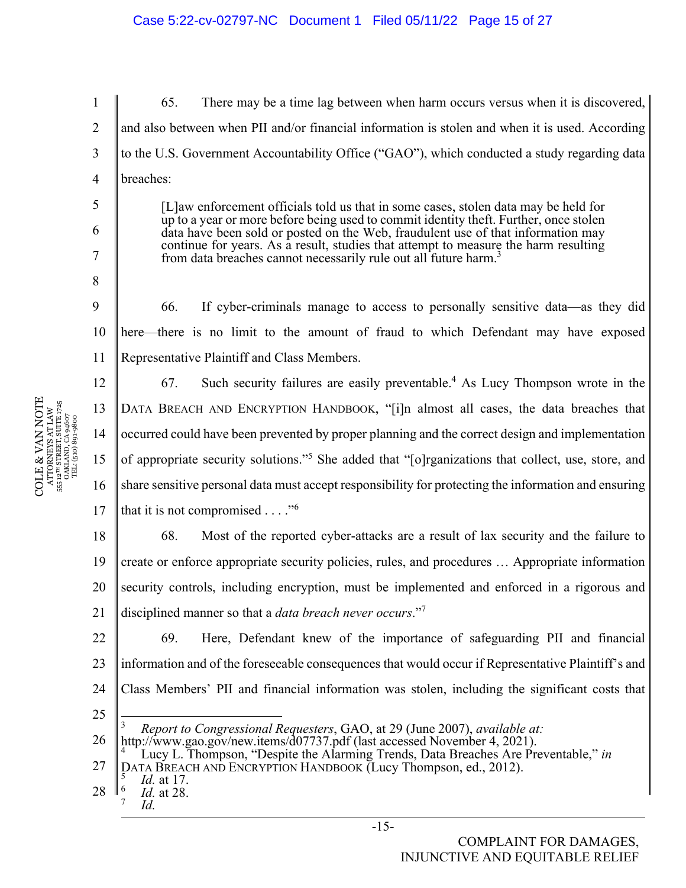65. There may be a time lag between when harm occurs versus when it is discovered, and also between when PII and/or financial information is stolen and when it is used. According to the U.S. Government Accountability Office ("GAO"), which conducted a study regarding data breaches:

> [L]aw enforcement officials told us that in some cases, stolen data may be held for up to a year or more before being used to commit identity theft. Further, once stolen data have been sold or posted on the Web, fraudulent use of that information may continue for years. As a result, studies that attempt to measure the harm resulting from data breaches cannot necessarily rule out all future harm.[3]

66. If cyber-criminals manage to access to personally sensitive data—as they did here—there is no limit to the amount of fraud to which Defendant may have exposed Representative Plaintiff and Class Members.

67. Such security failures are easily preventable.[4] As Lucy Thompson wrote in the DATA BREACH AND ENCRYPTION HANDBOOK, "[i]n almost all cases, the data breaches that occurred could have been prevented by proper planning and the correct design and implementation of appropriate security solutions."[5] She added that "[o]rganizations that collect, use, store, and share sensitive personal data must accept responsibility for protecting the information and ensuring that it is not compromised . . . ."[6]

68. Most of the reported cyber-attacks are a result of lax security and the failure to create or enforce appropriate security policies, rules, and procedures … Appropriate information security controls, including encryption, must be implemented and enforced in a rigorous and disciplined manner so that a *data breach never occurs*."[7]

69. Here, Defendant knew of the importance of safeguarding PII and financial information and of the foreseeable consequences that would occur if Representative Plaintiff's and Class Members' PII and financial information was stolen, including the significant costs that

---

[3] *Report to Congressional Requesters*, GAO, at 29 (June 2007), *available at:* http://www.gao.gov/new.items/d07737.pdf (last accessed November 4, 2021).

[4] Lucy L. Thompson, "Despite the Alarming Trends, Data Breaches Are Preventable," *in* DATA BREACH AND ENCRYPTION HANDBOOK (Lucy Thompson, ed., 2012).

[5] *Id.* at 17.

[6] *Id.* at 28.

[7] *Id.*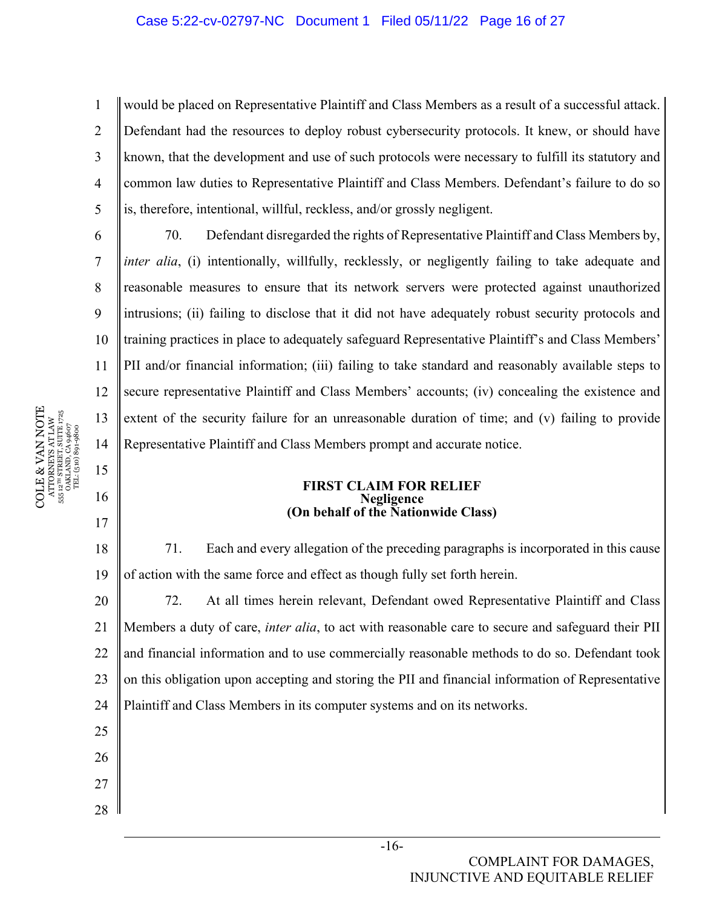would be placed on Representative Plaintiff and Class Members as a result of a successful attack. Defendant had the resources to deploy robust cybersecurity protocols. It knew, or should have known, that the development and use of such protocols were necessary to fulfill its statutory and common law duties to Representative Plaintiff and Class Members. Defendant's failure to do so is, therefore, intentional, willful, reckless, and/or grossly negligent.

70. Defendant disregarded the rights of Representative Plaintiff and Class Members by, *inter alia*, (i) intentionally, willfully, recklessly, or negligently failing to take adequate and reasonable measures to ensure that its network servers were protected against unauthorized intrusions; (ii) failing to disclose that it did not have adequately robust security protocols and training practices in place to adequately safeguard Representative Plaintiff's and Class Members' PII and/or financial information; (iii) failing to take standard and reasonably available steps to secure representative Plaintiff and Class Members' accounts; (iv) concealing the existence and extent of the security failure for an unreasonable duration of time; and (v) failing to provide Representative Plaintiff and Class Members prompt and accurate notice.

**FIRST CLAIM FOR RELIEF**
**Negligence**
**(On behalf of the Nationwide Class)**

71. Each and every allegation of the preceding paragraphs is incorporated in this cause of action with the same force and effect as though fully set forth herein.

72. At all times herein relevant, Defendant owed Representative Plaintiff and Class Members a duty of care, *inter alia*, to act with reasonable care to secure and safeguard their PII and financial information and to use commercially reasonable methods to do so. Defendant took on this obligation upon accepting and storing the PII and financial information of Representative Plaintiff and Class Members in its computer systems and on its networks.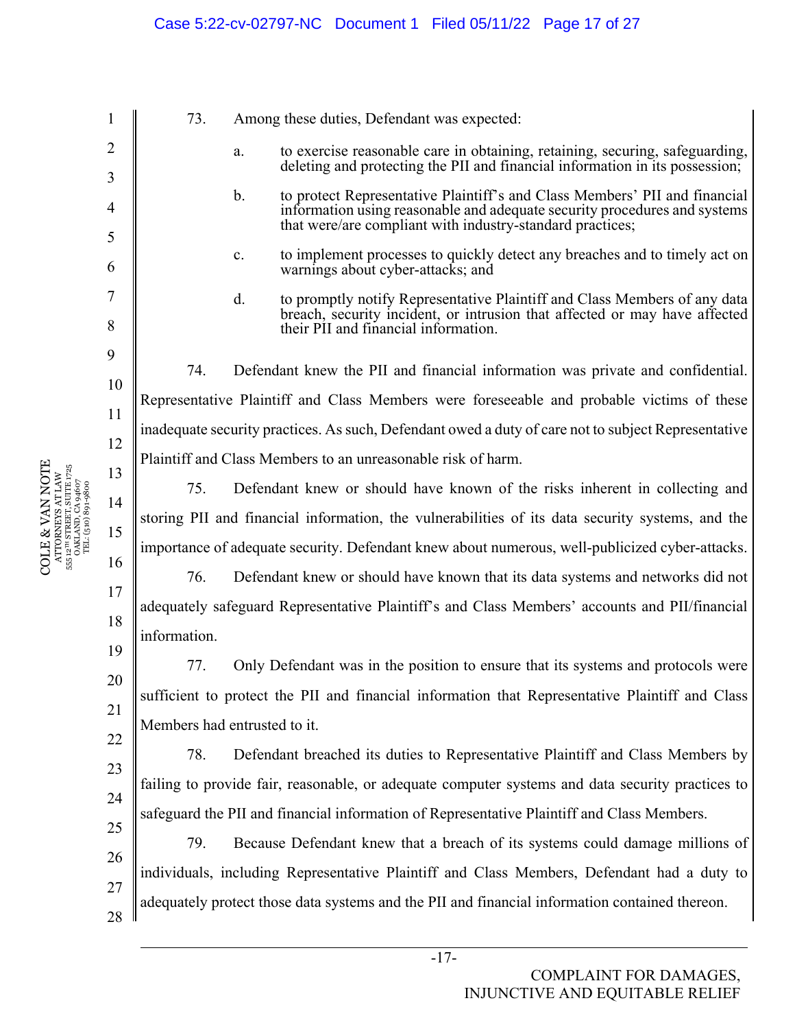73. Among these duties, Defendant was expected:

a. to exercise reasonable care in obtaining, retaining, securing, safeguarding, deleting and protecting the PII and financial information in its possession;

b. to protect Representative Plaintiff's and Class Members' PII and financial information using reasonable and adequate security procedures and systems that were/are compliant with industry-standard practices;

c. to implement processes to quickly detect any breaches and to timely act on warnings about cyber-attacks; and

d. to promptly notify Representative Plaintiff and Class Members of any data breach, security incident, or intrusion that affected or may have affected their PII and financial information.

74. Defendant knew the PII and financial information was private and confidential. Representative Plaintiff and Class Members were foreseeable and probable victims of these inadequate security practices. As such, Defendant owed a duty of care not to subject Representative Plaintiff and Class Members to an unreasonable risk of harm.

75. Defendant knew or should have known of the risks inherent in collecting and storing PII and financial information, the vulnerabilities of its data security systems, and the importance of adequate security. Defendant knew about numerous, well-publicized cyber-attacks.

76. Defendant knew or should have known that its data systems and networks did not adequately safeguard Representative Plaintiff's and Class Members' accounts and PII/financial information.

77. Only Defendant was in the position to ensure that its systems and protocols were sufficient to protect the PII and financial information that Representative Plaintiff and Class Members had entrusted to it.

78. Defendant breached its duties to Representative Plaintiff and Class Members by failing to provide fair, reasonable, or adequate computer systems and data security practices to safeguard the PII and financial information of Representative Plaintiff and Class Members.

79. Because Defendant knew that a breach of its systems could damage millions of individuals, including Representative Plaintiff and Class Members, Defendant had a duty to adequately protect those data systems and the PII and financial information contained thereon.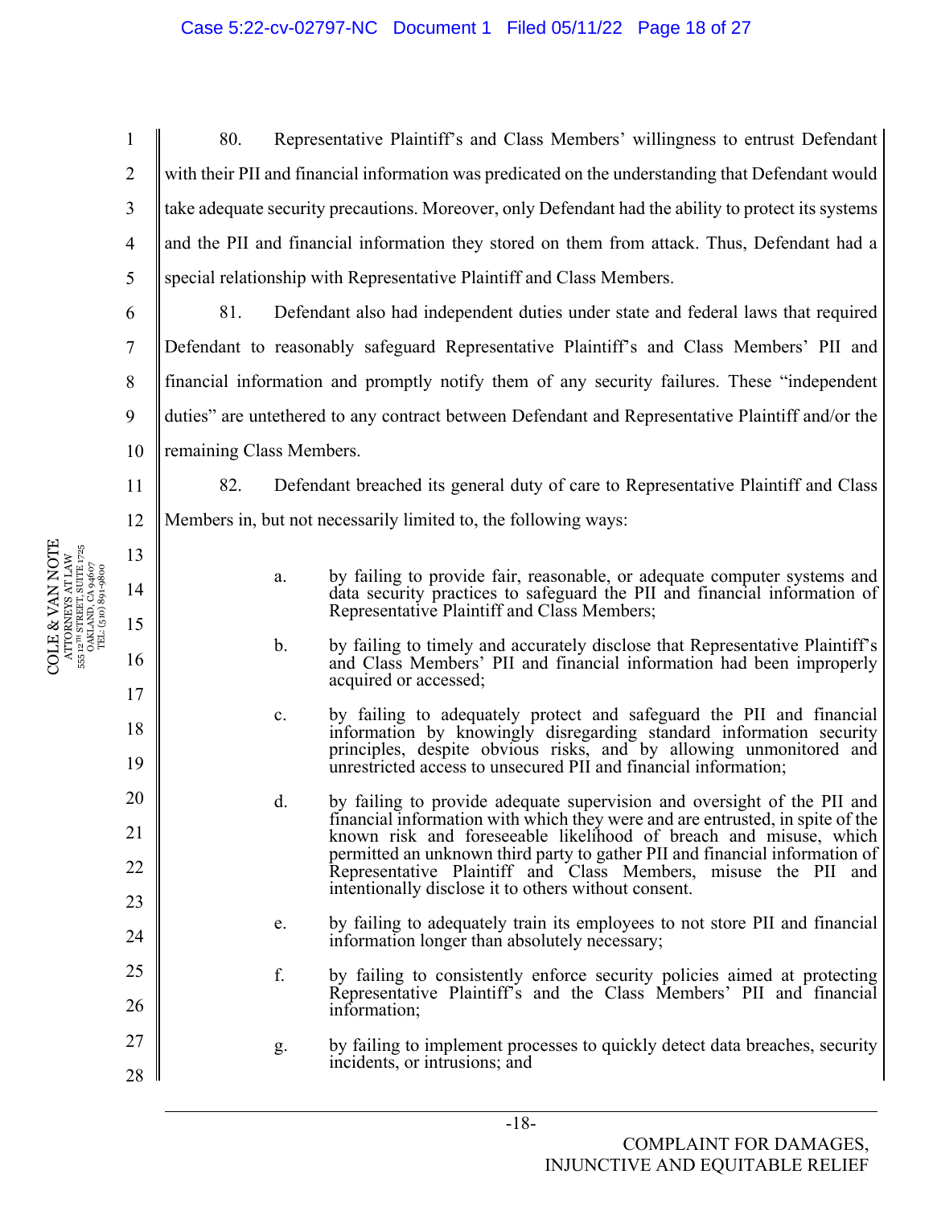80. Representative Plaintiff's and Class Members' willingness to entrust Defendant with their PII and financial information was predicated on the understanding that Defendant would take adequate security precautions. Moreover, only Defendant had the ability to protect its systems and the PII and financial information they stored on them from attack. Thus, Defendant had a special relationship with Representative Plaintiff and Class Members.

81. Defendant also had independent duties under state and federal laws that required Defendant to reasonably safeguard Representative Plaintiff's and Class Members' PII and financial information and promptly notify them of any security failures. These "independent duties" are untethered to any contract between Defendant and Representative Plaintiff and/or the remaining Class Members.

82. Defendant breached its general duty of care to Representative Plaintiff and Class Members in, but not necessarily limited to, the following ways:

a. by failing to provide fair, reasonable, or adequate computer systems and data security practices to safeguard the PII and financial information of Representative Plaintiff and Class Members;

b. by failing to timely and accurately disclose that Representative Plaintiff's and Class Members' PII and financial information had been improperly acquired or accessed;

c. by failing to adequately protect and safeguard the PII and financial information by knowingly disregarding standard information security principles, despite obvious risks, and by allowing unmonitored and unrestricted access to unsecured PII and financial information;

d. by failing to provide adequate supervision and oversight of the PII and financial information with which they were and are entrusted, in spite of the known risk and foreseeable likelihood of breach and misuse, which permitted an unknown third party to gather PII and financial information of Representative Plaintiff and Class Members, misuse the PII and intentionally disclose it to others without consent.

e. by failing to adequately train its employees to not store PII and financial information longer than absolutely necessary;

f. by failing to consistently enforce security policies aimed at protecting Representative Plaintiff's and the Class Members' PII and financial information;

g. by failing to implement processes to quickly detect data breaches, security incidents, or intrusions; and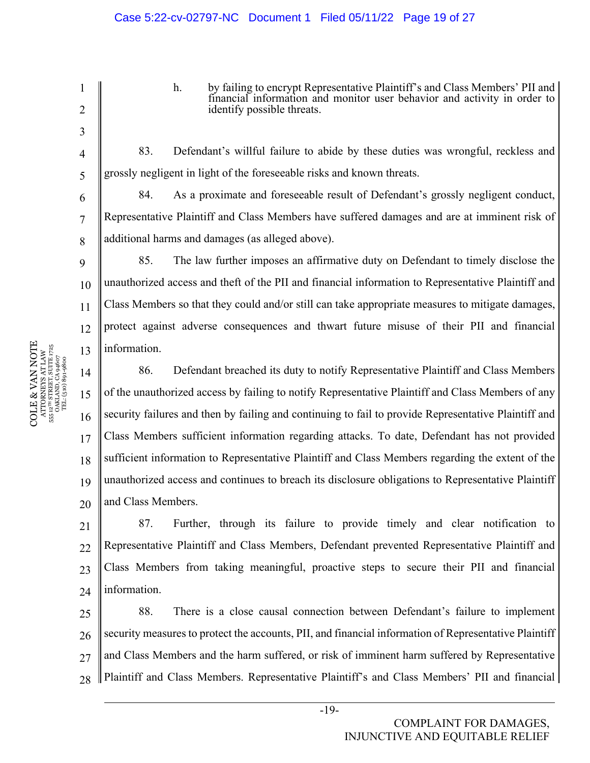h. by failing to encrypt Representative Plaintiff's and Class Members' PII and financial information and monitor user behavior and activity in order to identify possible threats.

83. Defendant's willful failure to abide by these duties was wrongful, reckless and grossly negligent in light of the foreseeable risks and known threats.

84. As a proximate and foreseeable result of Defendant's grossly negligent conduct, Representative Plaintiff and Class Members have suffered damages and are at imminent risk of additional harms and damages (as alleged above).

85. The law further imposes an affirmative duty on Defendant to timely disclose the unauthorized access and theft of the PII and financial information to Representative Plaintiff and Class Members so that they could and/or still can take appropriate measures to mitigate damages, protect against adverse consequences and thwart future misuse of their PII and financial information.

86. Defendant breached its duty to notify Representative Plaintiff and Class Members of the unauthorized access by failing to notify Representative Plaintiff and Class Members of any security failures and then by failing and continuing to fail to provide Representative Plaintiff and Class Members sufficient information regarding attacks. To date, Defendant has not provided sufficient information to Representative Plaintiff and Class Members regarding the extent of the unauthorized access and continues to breach its disclosure obligations to Representative Plaintiff and Class Members.

87. Further, through its failure to provide timely and clear notification to Representative Plaintiff and Class Members, Defendant prevented Representative Plaintiff and Class Members from taking meaningful, proactive steps to secure their PII and financial information.

88. There is a close causal connection between Defendant's failure to implement security measures to protect the accounts, PII, and financial information of Representative Plaintiff and Class Members and the harm suffered, or risk of imminent harm suffered by Representative Plaintiff and Class Members. Representative Plaintiff's and Class Members' PII and financial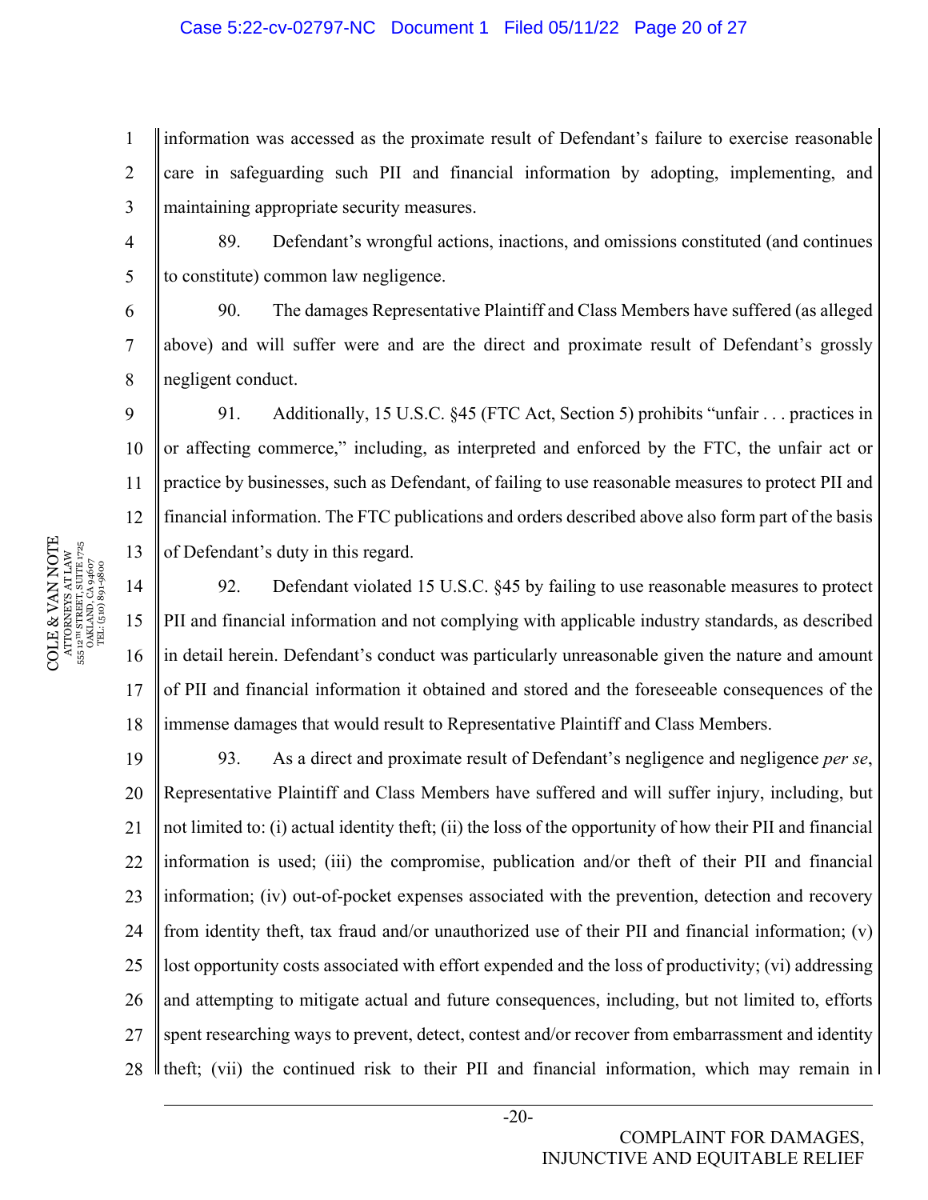information was accessed as the proximate result of Defendant's failure to exercise reasonable care in safeguarding such PII and financial information by adopting, implementing, and maintaining appropriate security measures.

89. Defendant's wrongful actions, inactions, and omissions constituted (and continues to constitute) common law negligence.

90. The damages Representative Plaintiff and Class Members have suffered (as alleged above) and will suffer were and are the direct and proximate result of Defendant's grossly negligent conduct.

91. Additionally, 15 U.S.C. §45 (FTC Act, Section 5) prohibits "unfair . . . practices in or affecting commerce," including, as interpreted and enforced by the FTC, the unfair act or practice by businesses, such as Defendant, of failing to use reasonable measures to protect PII and financial information. The FTC publications and orders described above also form part of the basis of Defendant's duty in this regard.

92. Defendant violated 15 U.S.C. §45 by failing to use reasonable measures to protect PII and financial information and not complying with applicable industry standards, as described in detail herein. Defendant's conduct was particularly unreasonable given the nature and amount of PII and financial information it obtained and stored and the foreseeable consequences of the immense damages that would result to Representative Plaintiff and Class Members.

93. As a direct and proximate result of Defendant's negligence and negligence *per se*, Representative Plaintiff and Class Members have suffered and will suffer injury, including, but not limited to: (i) actual identity theft; (ii) the loss of the opportunity of how their PII and financial information is used; (iii) the compromise, publication and/or theft of their PII and financial information; (iv) out-of-pocket expenses associated with the prevention, detection and recovery from identity theft, tax fraud and/or unauthorized use of their PII and financial information; (v) lost opportunity costs associated with effort expended and the loss of productivity; (vi) addressing and attempting to mitigate actual and future consequences, including, but not limited to, efforts spent researching ways to prevent, detect, contest and/or recover from embarrassment and identity theft; (vii) the continued risk to their PII and financial information, which may remain in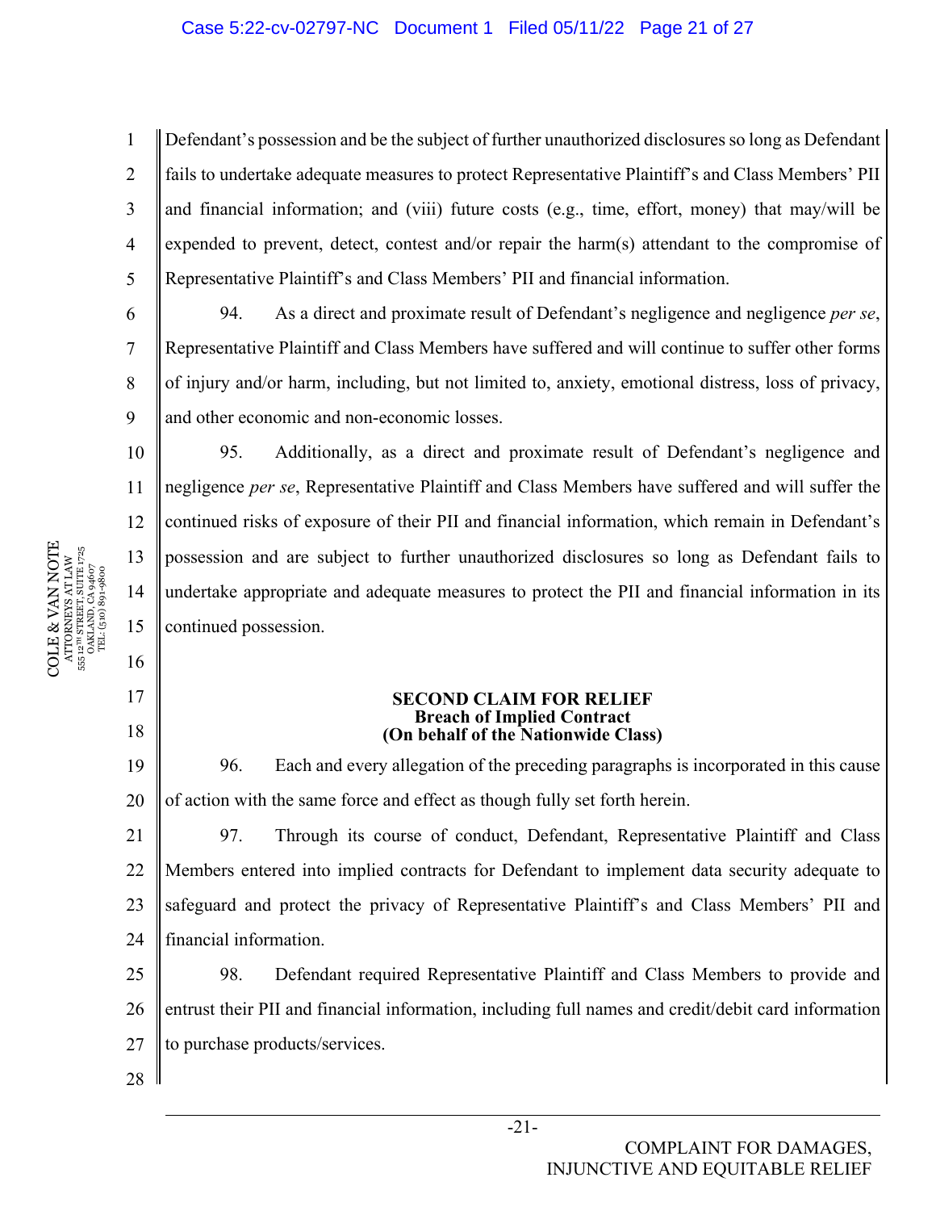Defendant's possession and be the subject of further unauthorized disclosures so long as Defendant fails to undertake adequate measures to protect Representative Plaintiff's and Class Members' PII and financial information; and (viii) future costs (e.g., time, effort, money) that may/will be expended to prevent, detect, contest and/or repair the harm(s) attendant to the compromise of Representative Plaintiff's and Class Members' PII and financial information.

94. As a direct and proximate result of Defendant's negligence and negligence *per se*, Representative Plaintiff and Class Members have suffered and will continue to suffer other forms of injury and/or harm, including, but not limited to, anxiety, emotional distress, loss of privacy, and other economic and non-economic losses.

95. Additionally, as a direct and proximate result of Defendant's negligence and negligence *per se*, Representative Plaintiff and Class Members have suffered and will suffer the continued risks of exposure of their PII and financial information, which remain in Defendant's possession and are subject to further unauthorized disclosures so long as Defendant fails to undertake appropriate and adequate measures to protect the PII and financial information in its continued possession.

**SECOND CLAIM FOR RELIEF**
**Breach of Implied Contract**
**(On behalf of the Nationwide Class)**

96. Each and every allegation of the preceding paragraphs is incorporated in this cause of action with the same force and effect as though fully set forth herein.

97. Through its course of conduct, Defendant, Representative Plaintiff and Class Members entered into implied contracts for Defendant to implement data security adequate to safeguard and protect the privacy of Representative Plaintiff's and Class Members' PII and financial information.

98. Defendant required Representative Plaintiff and Class Members to provide and entrust their PII and financial information, including full names and credit/debit card information to purchase products/services.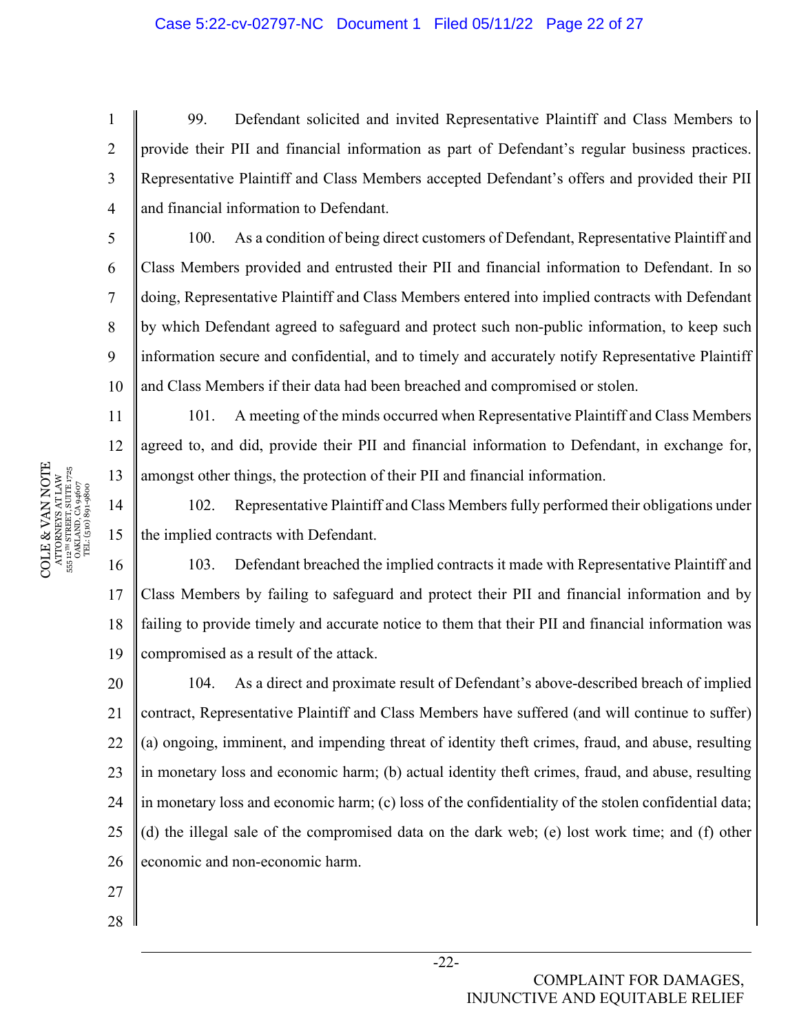99. Defendant solicited and invited Representative Plaintiff and Class Members to provide their PII and financial information as part of Defendant's regular business practices. Representative Plaintiff and Class Members accepted Defendant's offers and provided their PII and financial information to Defendant.

100. As a condition of being direct customers of Defendant, Representative Plaintiff and Class Members provided and entrusted their PII and financial information to Defendant. In so doing, Representative Plaintiff and Class Members entered into implied contracts with Defendant by which Defendant agreed to safeguard and protect such non-public information, to keep such information secure and confidential, and to timely and accurately notify Representative Plaintiff and Class Members if their data had been breached and compromised or stolen.

101. A meeting of the minds occurred when Representative Plaintiff and Class Members agreed to, and did, provide their PII and financial information to Defendant, in exchange for, amongst other things, the protection of their PII and financial information.

102. Representative Plaintiff and Class Members fully performed their obligations under the implied contracts with Defendant.

103. Defendant breached the implied contracts it made with Representative Plaintiff and Class Members by failing to safeguard and protect their PII and financial information and by failing to provide timely and accurate notice to them that their PII and financial information was compromised as a result of the attack.

104. As a direct and proximate result of Defendant's above-described breach of implied contract, Representative Plaintiff and Class Members have suffered (and will continue to suffer) (a) ongoing, imminent, and impending threat of identity theft crimes, fraud, and abuse, resulting in monetary loss and economic harm; (b) actual identity theft crimes, fraud, and abuse, resulting in monetary loss and economic harm; (c) loss of the confidentiality of the stolen confidential data; (d) the illegal sale of the compromised data on the dark web; (e) lost work time; and (f) other economic and non-economic harm.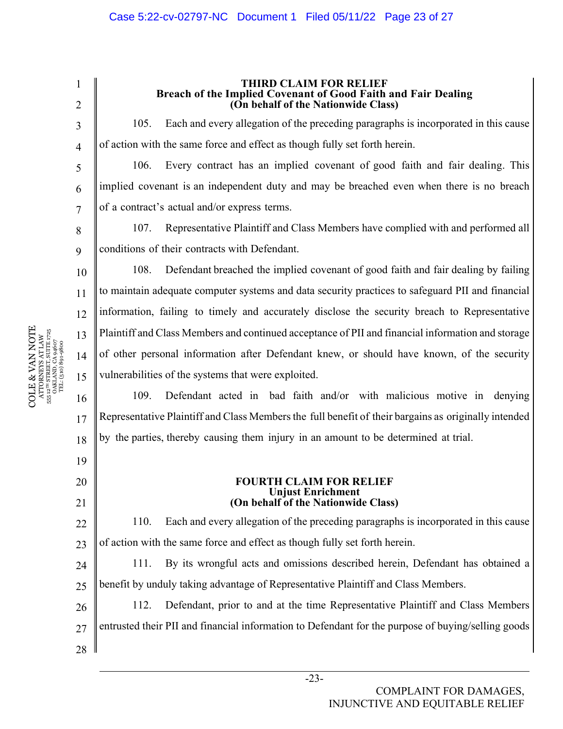**THIRD CLAIM FOR RELIEF**
**Breach of the Implied Covenant of Good Faith and Fair Dealing**
**(On behalf of the Nationwide Class)**

105. Each and every allegation of the preceding paragraphs is incorporated in this cause of action with the same force and effect as though fully set forth herein.

106. Every contract has an implied covenant of good faith and fair dealing. This implied covenant is an independent duty and may be breached even when there is no breach of a contract's actual and/or express terms.

107. Representative Plaintiff and Class Members have complied with and performed all conditions of their contracts with Defendant.

108. Defendant breached the implied covenant of good faith and fair dealing by failing to maintain adequate computer systems and data security practices to safeguard PII and financial information, failing to timely and accurately disclose the security breach to Representative Plaintiff and Class Members and continued acceptance of PII and financial information and storage of other personal information after Defendant knew, or should have known, of the security vulnerabilities of the systems that were exploited.

109. Defendant acted in bad faith and/or with malicious motive in denying Representative Plaintiff and Class Members the full benefit of their bargains as originally intended by the parties, thereby causing them injury in an amount to be determined at trial.

**FOURTH CLAIM FOR RELIEF**
**Unjust Enrichment**
**(On behalf of the Nationwide Class)**

110. Each and every allegation of the preceding paragraphs is incorporated in this cause of action with the same force and effect as though fully set forth herein.

111. By its wrongful acts and omissions described herein, Defendant has obtained a benefit by unduly taking advantage of Representative Plaintiff and Class Members.

112. Defendant, prior to and at the time Representative Plaintiff and Class Members entrusted their PII and financial information to Defendant for the purpose of buying/selling goods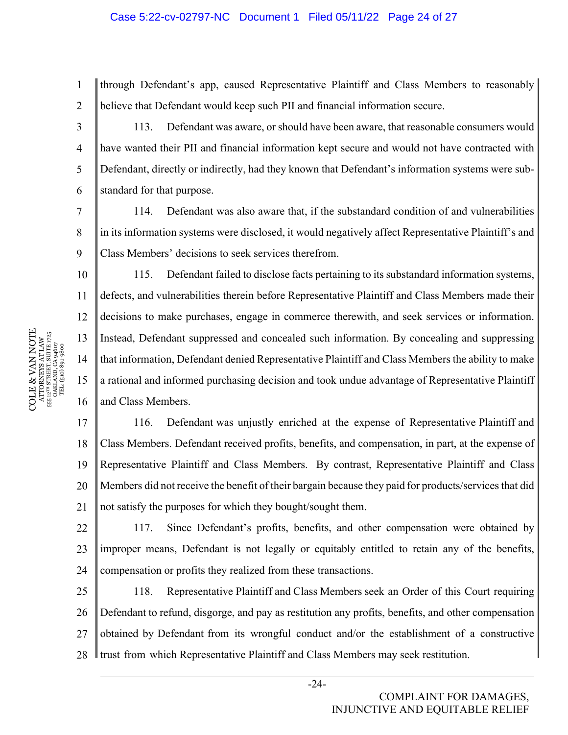through Defendant's app, caused Representative Plaintiff and Class Members to reasonably believe that Defendant would keep such PII and financial information secure.

113. Defendant was aware, or should have been aware, that reasonable consumers would have wanted their PII and financial information kept secure and would not have contracted with Defendant, directly or indirectly, had they known that Defendant's information systems were sub-standard for that purpose.

114. Defendant was also aware that, if the substandard condition of and vulnerabilities in its information systems were disclosed, it would negatively affect Representative Plaintiff's and Class Members' decisions to seek services therefrom.

115. Defendant failed to disclose facts pertaining to its substandard information systems, defects, and vulnerabilities therein before Representative Plaintiff and Class Members made their decisions to make purchases, engage in commerce therewith, and seek services or information. Instead, Defendant suppressed and concealed such information. By concealing and suppressing that information, Defendant denied Representative Plaintiff and Class Members the ability to make a rational and informed purchasing decision and took undue advantage of Representative Plaintiff and Class Members.

116. Defendant was unjustly enriched at the expense of Representative Plaintiff and Class Members. Defendant received profits, benefits, and compensation, in part, at the expense of Representative Plaintiff and Class Members. By contrast, Representative Plaintiff and Class Members did not receive the benefit of their bargain because they paid for products/services that did not satisfy the purposes for which they bought/sought them.

117. Since Defendant's profits, benefits, and other compensation were obtained by improper means, Defendant is not legally or equitably entitled to retain any of the benefits, compensation or profits they realized from these transactions.

118. Representative Plaintiff and Class Members seek an Order of this Court requiring Defendant to refund, disgorge, and pay as restitution any profits, benefits, and other compensation obtained by Defendant from its wrongful conduct and/or the establishment of a constructive trust from which Representative Plaintiff and Class Members may seek restitution.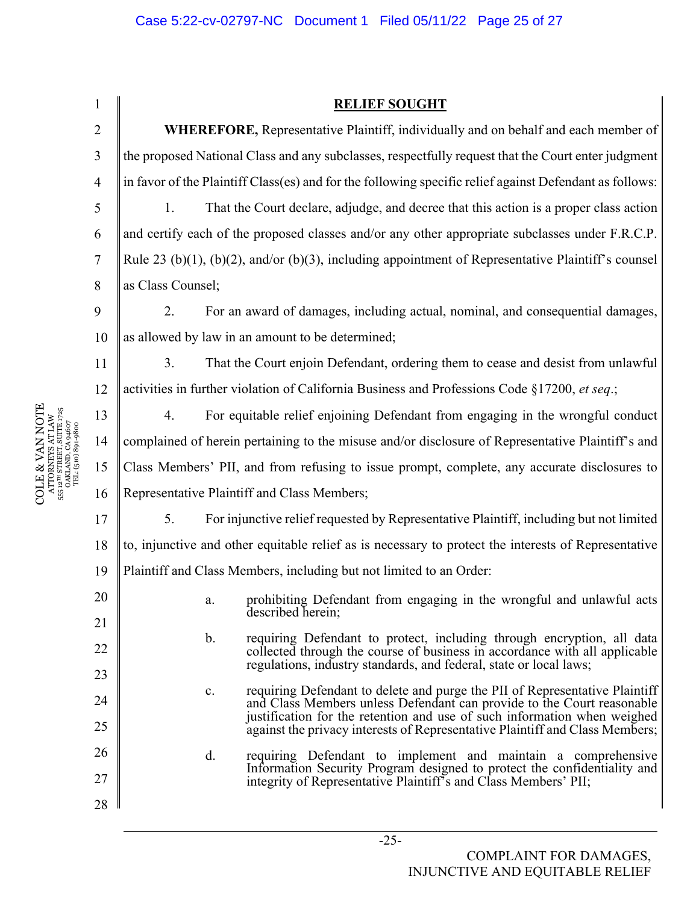## RELIEF SOUGHT

**WHEREFORE,** Representative Plaintiff, individually and on behalf and each member of the proposed National Class and any subclasses, respectfully request that the Court enter judgment in favor of the Plaintiff Class(es) and for the following specific relief against Defendant as follows:

1. That the Court declare, adjudge, and decree that this action is a proper class action and certify each of the proposed classes and/or any other appropriate subclasses under F.R.C.P. Rule 23 (b)(1), (b)(2), and/or (b)(3), including appointment of Representative Plaintiff's counsel as Class Counsel;

2. For an award of damages, including actual, nominal, and consequential damages, as allowed by law in an amount to be determined;

3. That the Court enjoin Defendant, ordering them to cease and desist from unlawful activities in further violation of California Business and Professions Code §17200, *et seq*.;

4. For equitable relief enjoining Defendant from engaging in the wrongful conduct complained of herein pertaining to the misuse and/or disclosure of Representative Plaintiff's and Class Members' PII, and from refusing to issue prompt, complete, any accurate disclosures to Representative Plaintiff and Class Members;

5. For injunctive relief requested by Representative Plaintiff, including but not limited to, injunctive and other equitable relief as is necessary to protect the interests of Representative Plaintiff and Class Members, including but not limited to an Order:

   a. prohibiting Defendant from engaging in the wrongful and unlawful acts described herein;

   b. requiring Defendant to protect, including through encryption, all data collected through the course of business in accordance with all applicable regulations, industry standards, and federal, state or local laws;

   c. requiring Defendant to delete and purge the PII of Representative Plaintiff and Class Members unless Defendant can provide to the Court reasonable justification for the retention and use of such information when weighed against the privacy interests of Representative Plaintiff and Class Members;

   d. requiring Defendant to implement and maintain a comprehensive Information Security Program designed to protect the confidentiality and integrity of Representative Plaintiff's and Class Members' PII;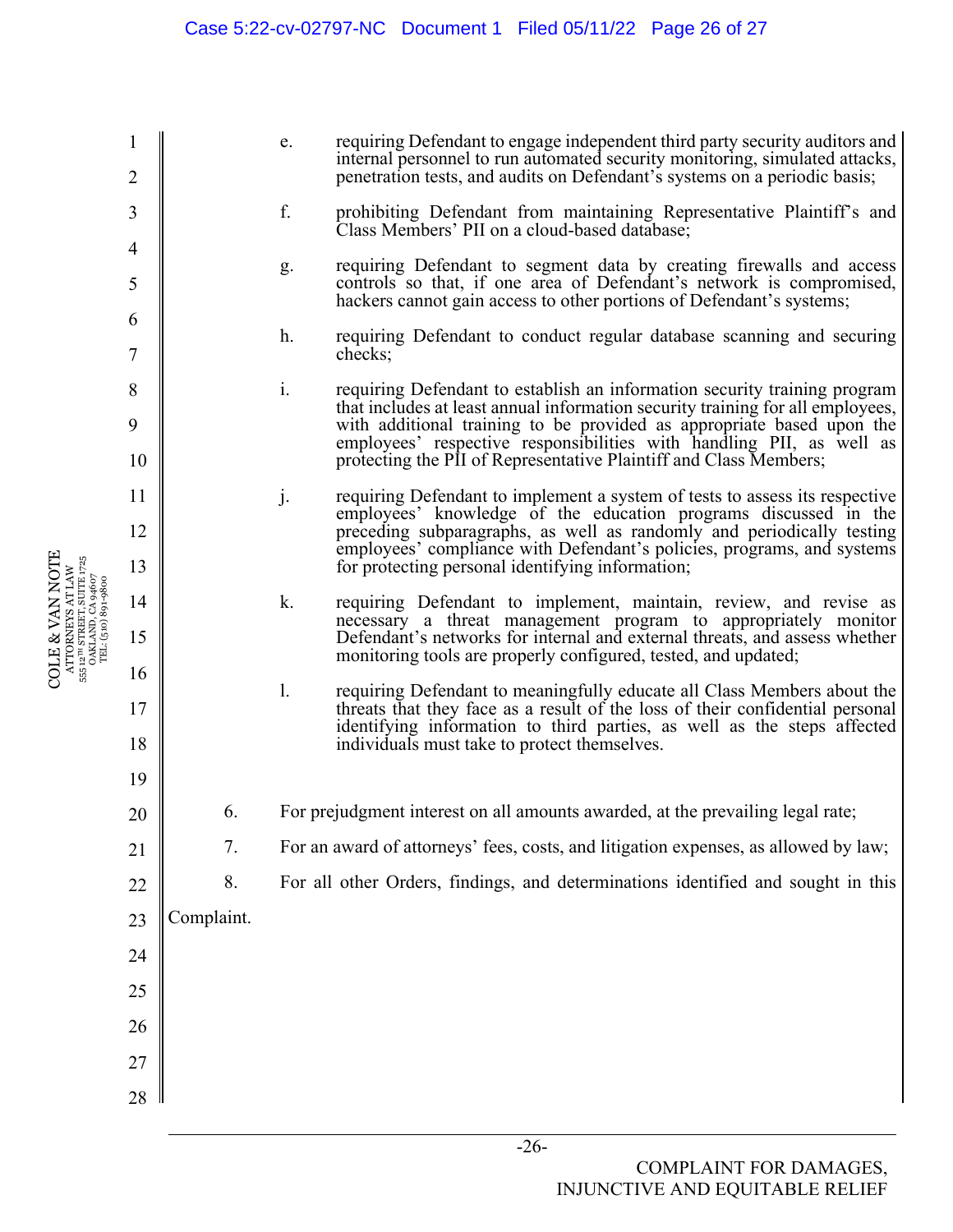e. requiring Defendant to engage independent third party security auditors and internal personnel to run automated security monitoring, simulated attacks, penetration tests, and audits on Defendant's systems on a periodic basis;

f. prohibiting Defendant from maintaining Representative Plaintiff's and Class Members' PII on a cloud-based database;

g. requiring Defendant to segment data by creating firewalls and access controls so that, if one area of Defendant's network is compromised, hackers cannot gain access to other portions of Defendant's systems;

h. requiring Defendant to conduct regular database scanning and securing checks;

i. requiring Defendant to establish an information security training program that includes at least annual information security training for all employees, with additional training to be provided as appropriate based upon the employees' respective responsibilities with handling PII, as well as protecting the PII of Representative Plaintiff and Class Members;

j. requiring Defendant to implement a system of tests to assess its respective employees' knowledge of the education programs discussed in the preceding subparagraphs, as well as randomly and periodically testing employees' compliance with Defendant's policies, programs, and systems for protecting personal identifying information;

k. requiring Defendant to implement, maintain, review, and revise as necessary a threat management program to appropriately monitor Defendant's networks for internal and external threats, and assess whether monitoring tools are properly configured, tested, and updated;

l. requiring Defendant to meaningfully educate all Class Members about the threats that they face as a result of the loss of their confidential personal identifying information to third parties, as well as the steps affected individuals must take to protect themselves.

6. For prejudgment interest on all amounts awarded, at the prevailing legal rate;

7. For an award of attorneys' fees, costs, and litigation expenses, as allowed by law;

8. For all other Orders, findings, and determinations identified and sought in this Complaint.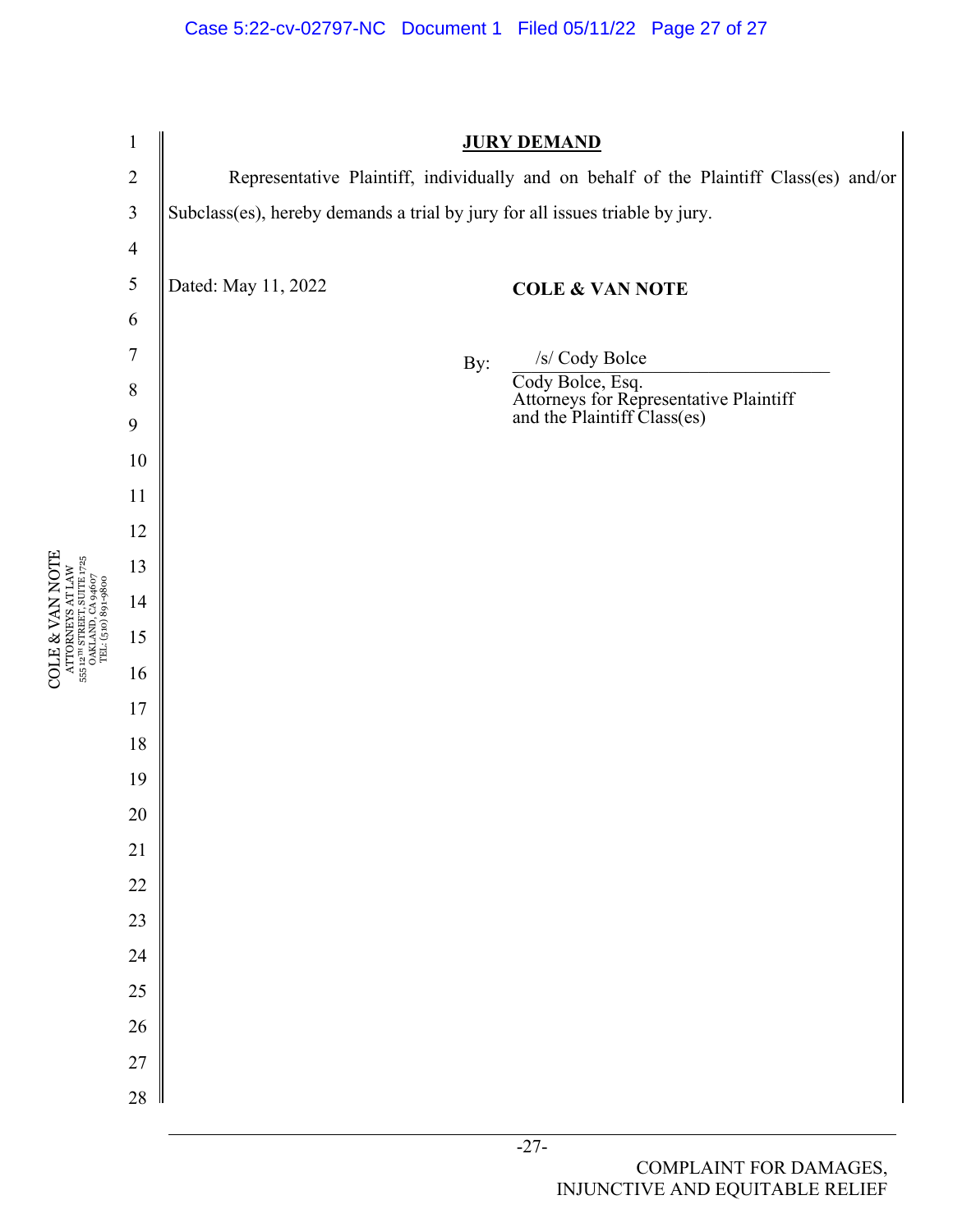**JURY DEMAND**

Representative Plaintiff, individually and on behalf of the Plaintiff Class(es) and/or Subclass(es), hereby demands a trial by jury for all issues triable by jury.

Dated: May 11, 2022

**COLE & VAN NOTE**

By: /s/ Cody Bolce
Cody Bolce, Esq.
Attorneys for Representative Plaintiff and the Plaintiff Class(es)